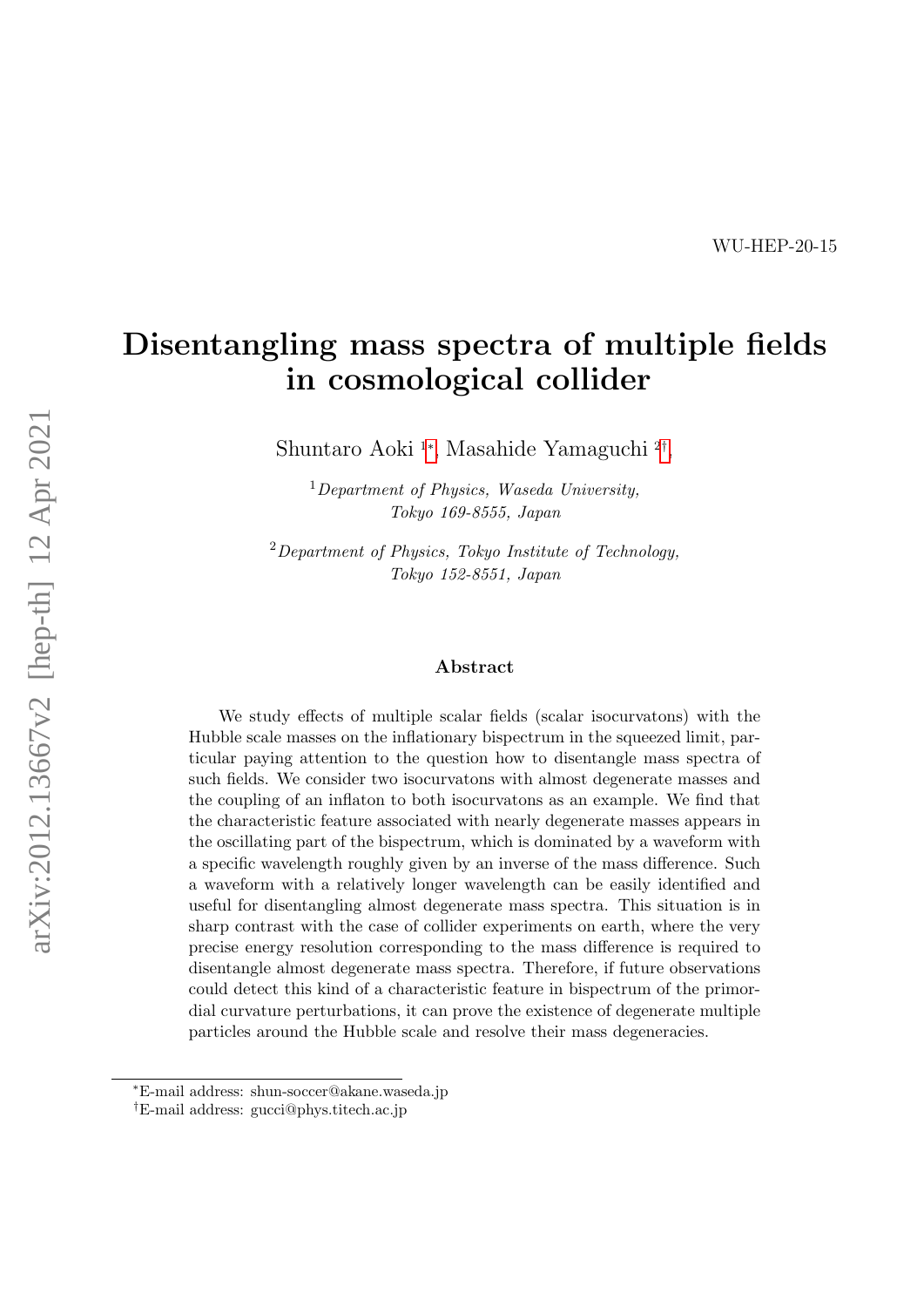WU-HEP-20-15

# Disentangling mass spectra of multiple fields in cosmological collider

Shuntaro Aoki [1*], Masahide Yamaguchi [2†],

[1] *Department of Physics, Waseda University, Tokyo 169-8555, Japan*

[2] *Department of Physics, Tokyo Institute of Technology, Tokyo 152-8551, Japan*

## Abstract

We study effects of multiple scalar fields (scalar isocurvatons) with the Hubble scale masses on the inflationary bispectrum in the squeezed limit, particular paying attention to the question how to disentangle mass spectra of such fields. We consider two isocurvatons with almost degenerate masses and the coupling of an inflaton to both isocurvatons as an example. We find that the characteristic feature associated with nearly degenerate masses appears in the oscillating part of the bispectrum, which is dominated by a waveform with a specific wavelength roughly given by an inverse of the mass difference. Such a waveform with a relatively longer wavelength can be easily identified and useful for disentangling almost degenerate mass spectra. This situation is in sharp contrast with the case of collider experiments on earth, where the very precise energy resolution corresponding to the mass difference is required to disentangle almost degenerate mass spectra. Therefore, if future observations could detect this kind of a characteristic feature in bispectrum of the primordial curvature perturbations, it can prove the existence of degenerate multiple particles around the Hubble scale and resolve their mass degeneracies.

*E-mail address: shun-soccer@akane.waseda.jp

†E-mail address: gucci@phys.titech.ac.jp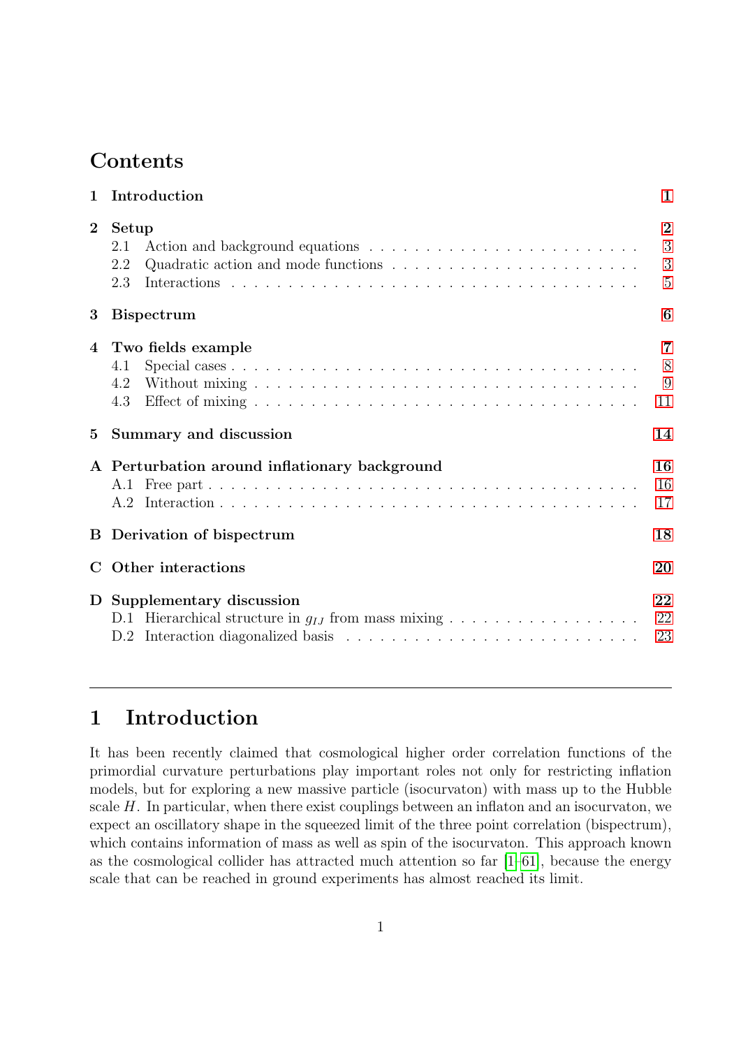# Contents

1 Introduction 1

2 Setup 2
- 2.1 Action and background equations 3
- 2.2 Quadratic action and mode functions 3
- 2.3 Interactions 5

3 Bispectrum 6

4 Two fields example 7
- 4.1 Special cases 8
- 4.2 Without mixing 9
- 4.3 Effect of mixing 11

5 Summary and discussion 14

A Perturbation around inflationary background 16
- A.1 Free part 16
- A.2 Interaction 17

B Derivation of bispectrum 18

C Other interactions 20

D Supplementary discussion 22
- D.1 Hierarchical structure in $g_{IJ}$ from mass mixing 22
- D.2 Interaction diagonalized basis 23

---

# 1 Introduction

It has been recently claimed that cosmological higher order correlation functions of the primordial curvature perturbations play important roles not only for restricting inflation models, but for exploring a new massive particle (isocurvaton) with mass up to the Hubble scale $H$. In particular, when there exist couplings between an inflaton and an isocurvaton, we expect an oscillatory shape in the squeezed limit of the three point correlation (bispectrum), which contains information of mass as well as spin of the isocurvaton. This approach known as the cosmological collider has attracted much attention so far [1–61], because the energy scale that can be reached in ground experiments has almost reached its limit.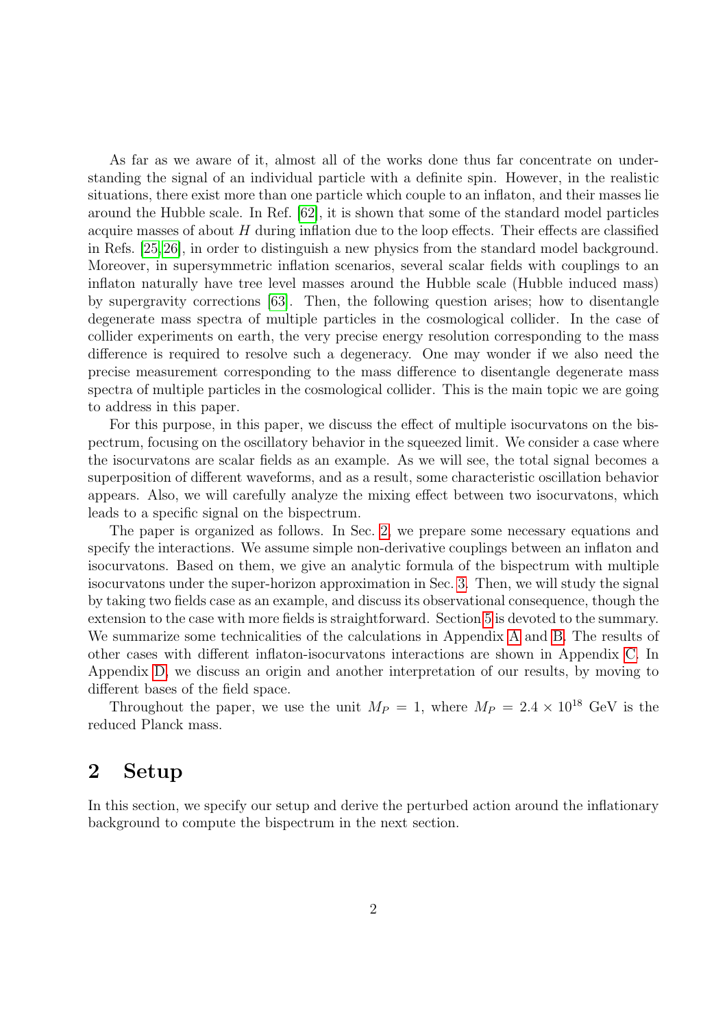As far as we aware of it, almost all of the works done thus far concentrate on understanding the signal of an individual particle with a definite spin. However, in the realistic situations, there exist more than one particle which couple to an inflaton, and their masses lie around the Hubble scale. In Ref. [62], it is shown that some of the standard model particles acquire masses of about $H$ during inflation due to the loop effects. Their effects are classified in Refs. [25,26], in order to distinguish a new physics from the standard model background. Moreover, in supersymmetric inflation scenarios, several scalar fields with couplings to an inflaton naturally have tree level masses around the Hubble scale (Hubble induced mass) by supergravity corrections [63]. Then, the following question arises; how to disentangle degenerate mass spectra of multiple particles in the cosmological collider. In the case of collider experiments on earth, the very precise energy resolution corresponding to the mass difference is required to resolve such a degeneracy. One may wonder if we also need the precise measurement corresponding to the mass difference to disentangle degenerate mass spectra of multiple particles in the cosmological collider. This is the main topic we are going to address in this paper.

For this purpose, in this paper, we discuss the effect of multiple isocurvatons on the bispectrum, focusing on the oscillatory behavior in the squeezed limit. We consider a case where the isocurvatons are scalar fields as an example. As we will see, the total signal becomes a superposition of different waveforms, and as a result, some characteristic oscillation behavior appears. Also, we will carefully analyze the mixing effect between two isocurvatons, which leads to a specific signal on the bispectrum.

The paper is organized as follows. In Sec. 2, we prepare some necessary equations and specify the interactions. We assume simple non-derivative couplings between an inflaton and isocurvatons. Based on them, we give an analytic formula of the bispectrum with multiple isocurvatons under the super-horizon approximation in Sec. 3. Then, we will study the signal by taking two fields case as an example, and discuss its observational consequence, though the extension to the case with more fields is straightforward. Section 5 is devoted to the summary. We summarize some technicalities of the calculations in Appendix A and B. The results of other cases with different inflaton-isocurvatons interactions are shown in Appendix C. In Appendix D, we discuss an origin and another interpretation of our results, by moving to different bases of the field space.

Throughout the paper, we use the unit $M_P = 1$, where $M_P = 2.4 \times 10^{18}$ GeV is the reduced Planck mass.

## 2 Setup

In this section, we specify our setup and derive the perturbed action around the inflationary background to compute the bispectrum in the next section.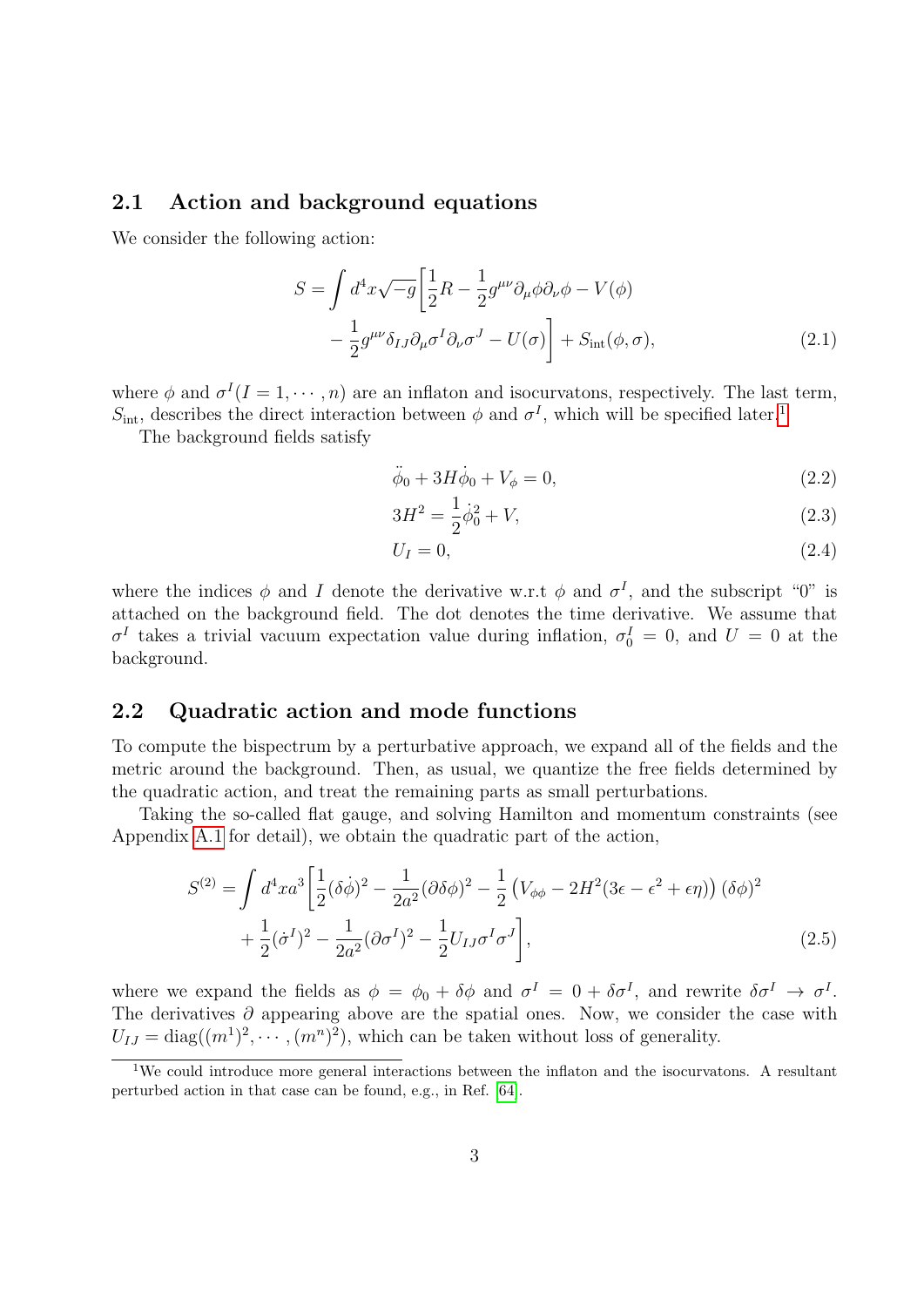## 2.1 Action and background equations

We consider the following action:

$$
\begin{aligned}
S = \int d^4x\sqrt{-g}\bigg[&\frac{1}{2}R - \frac{1}{2}g^{\mu\nu}\partial_\mu\phi\partial_\nu\phi - V(\phi) \\
&- \frac{1}{2}g^{\mu\nu}\delta_{IJ}\partial_\mu\sigma^I\partial_\nu\sigma^J - U(\sigma)\bigg] + S_{\rm int}(\phi,\sigma),
\end{aligned}
\tag{2.1}
$$

where $\phi$ and $\sigma^I (I = 1, \cdots, n)$ are an inflaton and isocurvatons, respectively. The last term, $S_{\rm int}$, describes the direct interaction between $\phi$ and $\sigma^I$, which will be specified later.[1]

The background fields satisfy

$$
\ddot{\phi}_0 + 3H\dot{\phi}_0 + V_\phi = 0, \tag{2.2}
$$

$$
3H^2 = \frac{1}{2}\dot{\phi}_0^2 + V, \tag{2.3}
$$

$$
U_I = 0, \tag{2.4}
$$

where the indices $\phi$ and $I$ denote the derivative w.r.t $\phi$ and $\sigma^I$, and the subscript "0" is attached on the background field. The dot denotes the time derivative. We assume that $\sigma^I$ takes a trivial vacuum expectation value during inflation, $\sigma_0^I = 0$, and $U = 0$ at the background.

## 2.2 Quadratic action and mode functions

To compute the bispectrum by a perturbative approach, we expand all of the fields and the metric around the background. Then, as usual, we quantize the free fields determined by the quadratic action, and treat the remaining parts as small perturbations.

Taking the so-called flat gauge, and solving Hamilton and momentum constraints (see Appendix A.1 for detail), we obtain the quadratic part of the action,

$$
\begin{aligned}
S^{(2)} = \int d^4x a^3\bigg[&\frac{1}{2}(\dot{\delta\phi})^2 - \frac{1}{2a^2}(\partial\delta\phi)^2 - \frac{1}{2}\left(V_{\phi\phi} - 2H^2(3\epsilon - \epsilon^2 + \epsilon\eta)\right)(\delta\phi)^2 \\
&+ \frac{1}{2}(\dot{\sigma}^I)^2 - \frac{1}{2a^2}(\partial\sigma^I)^2 - \frac{1}{2}U_{IJ}\sigma^I\sigma^J\bigg],
\end{aligned}
\tag{2.5}
$$

where we expand the fields as $\phi = \phi_0 + \delta\phi$ and $\sigma^I = 0 + \delta\sigma^I$, and rewrite $\delta\sigma^I \to \sigma^I$. The derivatives $\partial$ appearing above are the spatial ones. Now, we consider the case with $U_{IJ} = {\rm diag}((m^1)^2, \cdots, (m^n)^2)$, which can be taken without loss of generality.

[1] We could introduce more general interactions between the inflaton and the isocurvatons. A resultant perturbed action in that case can be found, e.g., in Ref. [64].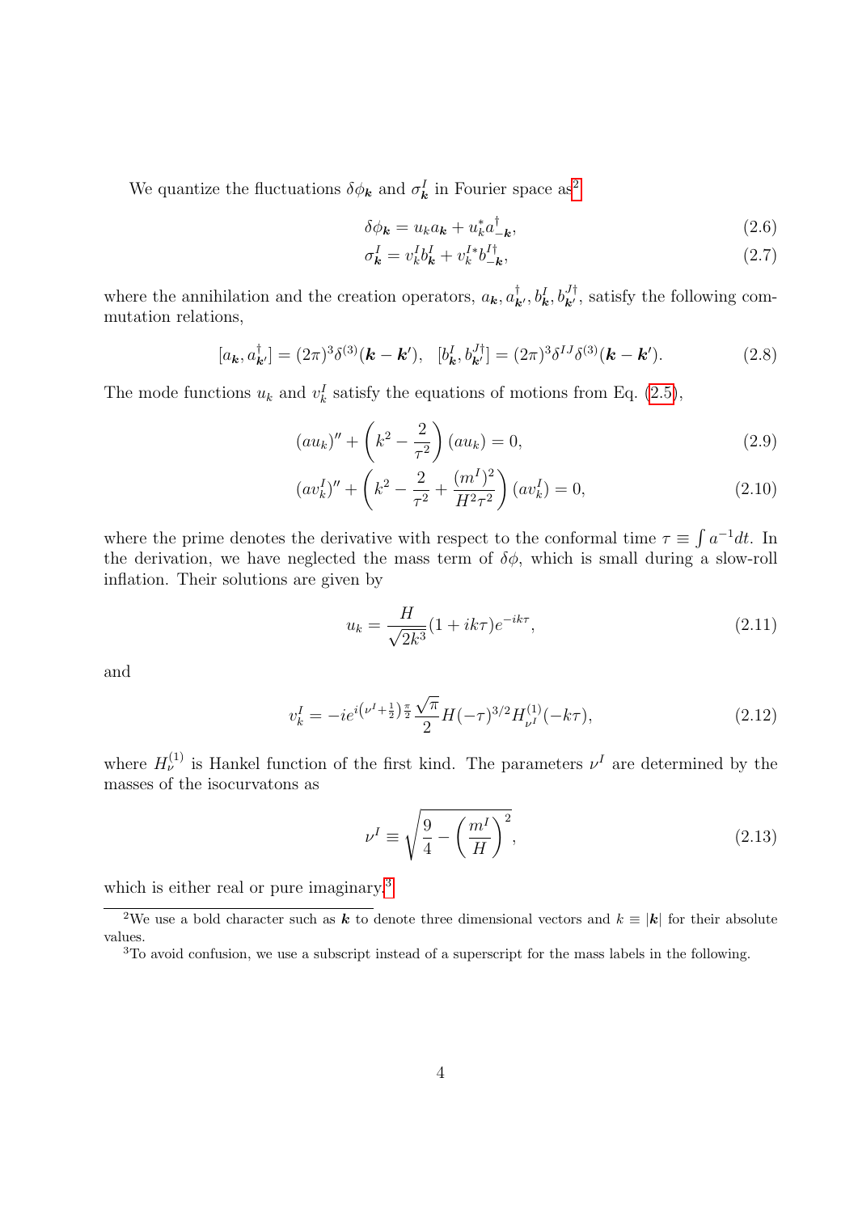We quantize the fluctuations $\delta\phi_{\boldsymbol{k}}$ and $\sigma^I_{\boldsymbol{k}}$ in Fourier space as[2]

$$\delta\phi_{\boldsymbol{k}} = u_k a_{\boldsymbol{k}} + u_k^* a^\dagger_{-\boldsymbol{k}}, \tag{2.6}$$

$$\sigma^I_{\boldsymbol{k}} = v^I_k b^I_{\boldsymbol{k}} + v^{I*}_k b^{I\dagger}_{-\boldsymbol{k}}, \tag{2.7}$$

where the annihilation and the creation operators, $a_{\boldsymbol{k}}, a^\dagger_{\boldsymbol{k}'}, b^I_{\boldsymbol{k}}, b^{J\dagger}_{\boldsymbol{k}'}$, satisfy the following commutation relations,

$$[a_{\boldsymbol{k}}, a^\dagger_{\boldsymbol{k}'}] = (2\pi)^3\delta^{(3)}(\boldsymbol{k}-\boldsymbol{k}'), \quad [b^I_{\boldsymbol{k}}, b^{J\dagger}_{\boldsymbol{k}'}] = (2\pi)^3\delta^{IJ}\delta^{(3)}(\boldsymbol{k}-\boldsymbol{k}'). \tag{2.8}$$

The mode functions $u_k$ and $v^I_k$ satisfy the equations of motions from Eq. (2.5),

$$(au_k)'' + \left(k^2 - \frac{2}{\tau^2}\right)(au_k) = 0, \tag{2.9}$$

$$(av^I_k)'' + \left(k^2 - \frac{2}{\tau^2} + \frac{(m^I)^2}{H^2\tau^2}\right)(av^I_k) = 0, \tag{2.10}$$

where the prime denotes the derivative with respect to the conformal time $\tau \equiv \int a^{-1}dt$. In the derivation, we have neglected the mass term of $\delta\phi$, which is small during a slow-roll inflation. Their solutions are given by

$$u_k = \frac{H}{\sqrt{2k^3}}(1 + ik\tau)e^{-ik\tau}, \tag{2.11}$$

and

$$v^I_k = -ie^{i\left(\nu^I + \frac{1}{2}\right)\frac{\pi}{2}}\frac{\sqrt{\pi}}{2}H(-\tau)^{3/2}H^{(1)}_{\nu^I}(-k\tau), \tag{2.12}$$

where $H^{(1)}_\nu$ is Hankel function of the first kind. The parameters $\nu^I$ are determined by the masses of the isocurvatons as

$$\nu^I \equiv \sqrt{\frac{9}{4} - \left(\frac{m^I}{H}\right)^2}, \tag{2.13}$$

which is either real or pure imaginary.[3]

[2] We use a bold character such as $\boldsymbol{k}$ to denote three dimensional vectors and $k \equiv |\boldsymbol{k}|$ for their absolute values.

[3] To avoid confusion, we use a subscript instead of a superscript for the mass labels in the following.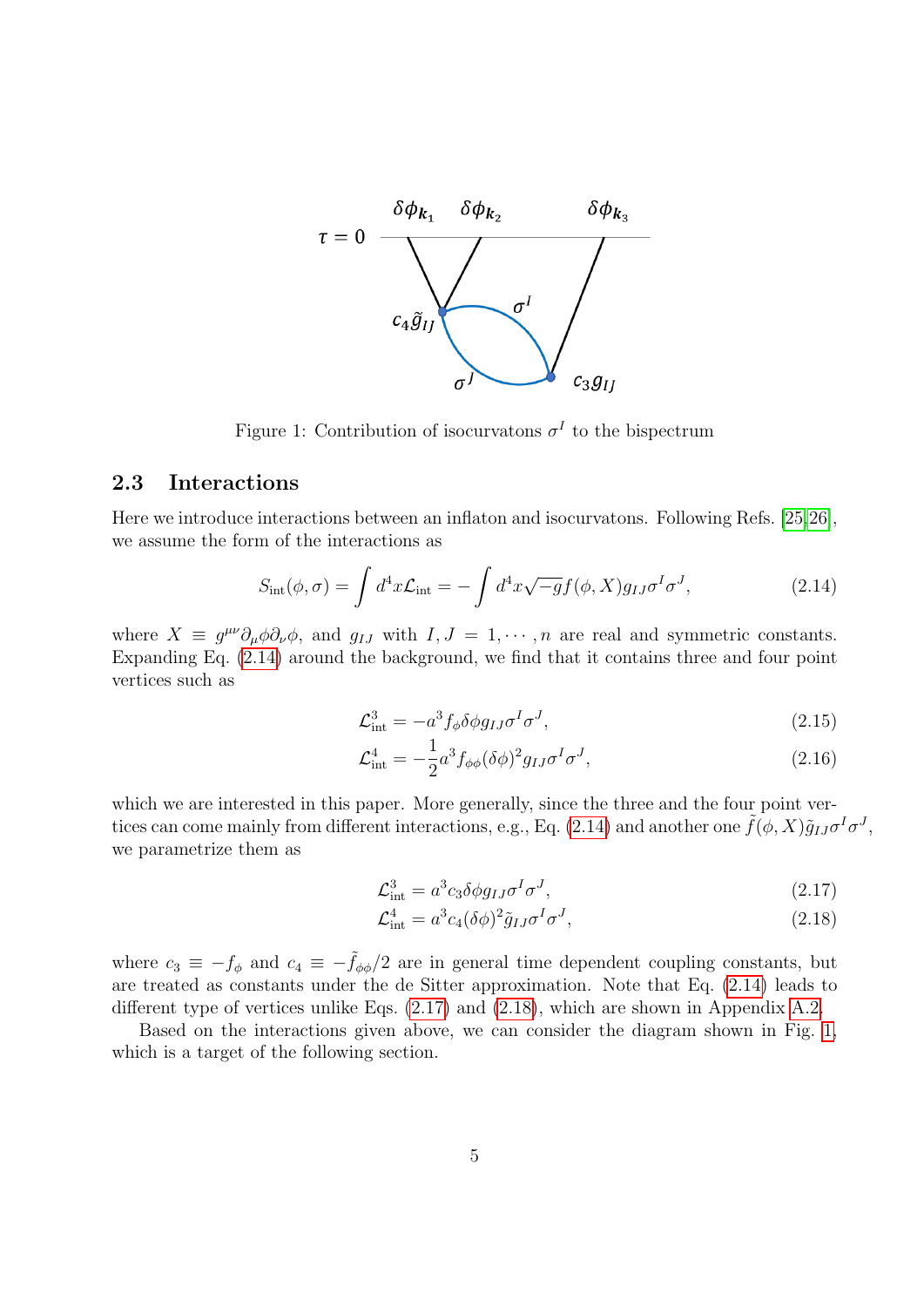Figure 1: Contribution of isocurvatons $\sigma^I$ to the bispectrum

## 2.3 Interactions

Here we introduce interactions between an inflaton and isocurvatons. Following Refs. [25,26], we assume the form of the interactions as

$$S_{\text{int}}(\phi, \sigma) = \int d^4x \mathcal{L}_{\text{int}} = -\int d^4x \sqrt{-g} f(\phi, X) g_{IJ} \sigma^I \sigma^J, \tag{2.14}$$

where $X \equiv g^{\mu\nu}\partial_\mu\phi\partial_\nu\phi$, and $g_{IJ}$ with $I, J = 1, \cdots, n$ are real and symmetric constants. Expanding Eq. (2.14) around the background, we find that it contains three and four point vertices such as

$$\mathcal{L}^3_{\text{int}} = -a^3 f_\phi \delta\phi g_{IJ} \sigma^I \sigma^J, \tag{2.15}$$

$$\mathcal{L}^4_{\text{int}} = -\frac{1}{2} a^3 f_{\phi\phi} (\delta\phi)^2 g_{IJ} \sigma^I \sigma^J, \tag{2.16}$$

which we are interested in this paper. More generally, since the three and the four point vertices can come mainly from different interactions, e.g., Eq. (2.14) and another one $\tilde{f}(\phi, X)\tilde{g}_{IJ}\sigma^I\sigma^J$, we parametrize them as

$$\mathcal{L}^3_{\text{int}} = a^3 c_3 \delta\phi g_{IJ} \sigma^I \sigma^J, \tag{2.17}$$

$$\mathcal{L}^4_{\text{int}} = a^3 c_4 (\delta\phi)^2 \tilde{g}_{IJ} \sigma^I \sigma^J, \tag{2.18}$$

where $c_3 \equiv -f_\phi$ and $c_4 \equiv -\tilde{f}_{\phi\phi}/2$ are in general time dependent coupling constants, but are treated as constants under the de Sitter approximation. Note that Eq. (2.14) leads to different type of vertices unlike Eqs. (2.17) and (2.18), which are shown in Appendix A.2.

Based on the interactions given above, we can consider the diagram shown in Fig. 1, which is a target of the following section.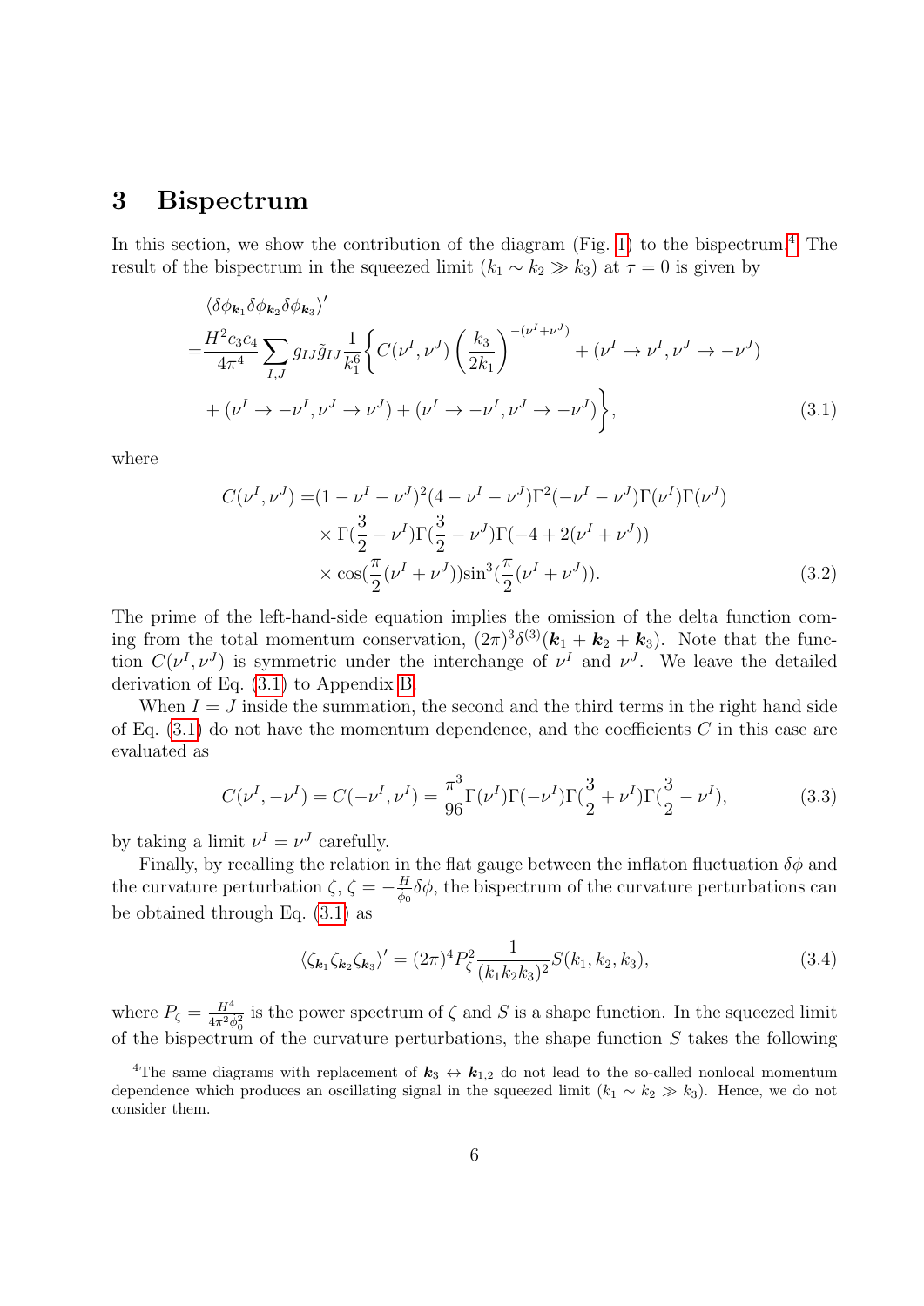## 3 Bispectrum

In this section, we show the contribution of the diagram (Fig. 1) to the bispectrum.[4] The result of the bispectrum in the squeezed limit ($k_1 \sim k_2 \gg k_3$) at $\tau = 0$ is given by

$$
\begin{aligned}
&\langle \delta\phi_{\boldsymbol{k}_1} \delta\phi_{\boldsymbol{k}_2} \delta\phi_{\boldsymbol{k}_3} \rangle' \\
=& \frac{H^2 c_3 c_4}{4\pi^4} \sum_{I,J} g_{IJ} \tilde{g}_{IJ} \frac{1}{k_1^6} \Bigg\{ C(\nu^I, \nu^J) \left( \frac{k_3}{2k_1} \right)^{-(\nu^I + \nu^J)} + (\nu^I \to \nu^I, \nu^J \to -\nu^J) \\
&+ (\nu^I \to -\nu^I, \nu^J \to \nu^J) + (\nu^I \to -\nu^I, \nu^J \to -\nu^J) \Bigg\},
\end{aligned}
\tag{3.1}
$$

where

$$
\begin{aligned}
C(\nu^I, \nu^J) =& (1 - \nu^I - \nu^J)^2 (4 - \nu^I - \nu^J) \Gamma^2(-\nu^I - \nu^J) \Gamma(\nu^I) \Gamma(\nu^J) \\
&\times \Gamma(\frac{3}{2} - \nu^I) \Gamma(\frac{3}{2} - \nu^J) \Gamma(-4 + 2(\nu^I + \nu^J)) \\
&\times \cos(\frac{\pi}{2}(\nu^I + \nu^J)) \sin^3(\frac{\pi}{2}(\nu^I + \nu^J)).
\end{aligned}
\tag{3.2}
$$

The prime of the left-hand-side equation implies the omission of the delta function coming from the total momentum conservation, $(2\pi)^3 \delta^{(3)}(\boldsymbol{k}_1 + \boldsymbol{k}_2 + \boldsymbol{k}_3)$. Note that the function $C(\nu^I, \nu^J)$ is symmetric under the interchange of $\nu^I$ and $\nu^J$. We leave the detailed derivation of Eq. (3.1) to Appendix B.

When $I = J$ inside the summation, the second and the third terms in the right hand side of Eq. (3.1) do not have the momentum dependence, and the coefficients $C$ in this case are evaluated as

$$
C(\nu^I, -\nu^I) = C(-\nu^I, \nu^I) = \frac{\pi^3}{96} \Gamma(\nu^I) \Gamma(-\nu^I) \Gamma(\frac{3}{2} + \nu^I) \Gamma(\frac{3}{2} - \nu^I),
\tag{3.3}
$$

by taking a limit $\nu^I = \nu^J$ carefully.

Finally, by recalling the relation in the flat gauge between the inflaton fluctuation $\delta\phi$ and the curvature perturbation $\zeta$, $\zeta = -\frac{H}{\dot{\phi}_0} \delta\phi$, the bispectrum of the curvature perturbations can be obtained through Eq. (3.1) as

$$
\langle \zeta_{\boldsymbol{k}_1} \zeta_{\boldsymbol{k}_2} \zeta_{\boldsymbol{k}_3} \rangle' = (2\pi)^4 P_\zeta^2 \frac{1}{(k_1 k_2 k_3)^2} S(k_1, k_2, k_3),
\tag{3.4}
$$

where $P_\zeta = \frac{H^4}{4\pi^2 \dot{\phi}_0^2}$ is the power spectrum of $\zeta$ and $S$ is a shape function. In the squeezed limit of the bispectrum of the curvature perturbations, the shape function $S$ takes the following

[4] The same diagrams with replacement of $\boldsymbol{k}_3 \leftrightarrow \boldsymbol{k}_{1,2}$ do not lead to the so-called nonlocal momentum dependence which produces an oscillating signal in the squeezed limit ($k_1 \sim k_2 \gg k_3$). Hence, we do not consider them.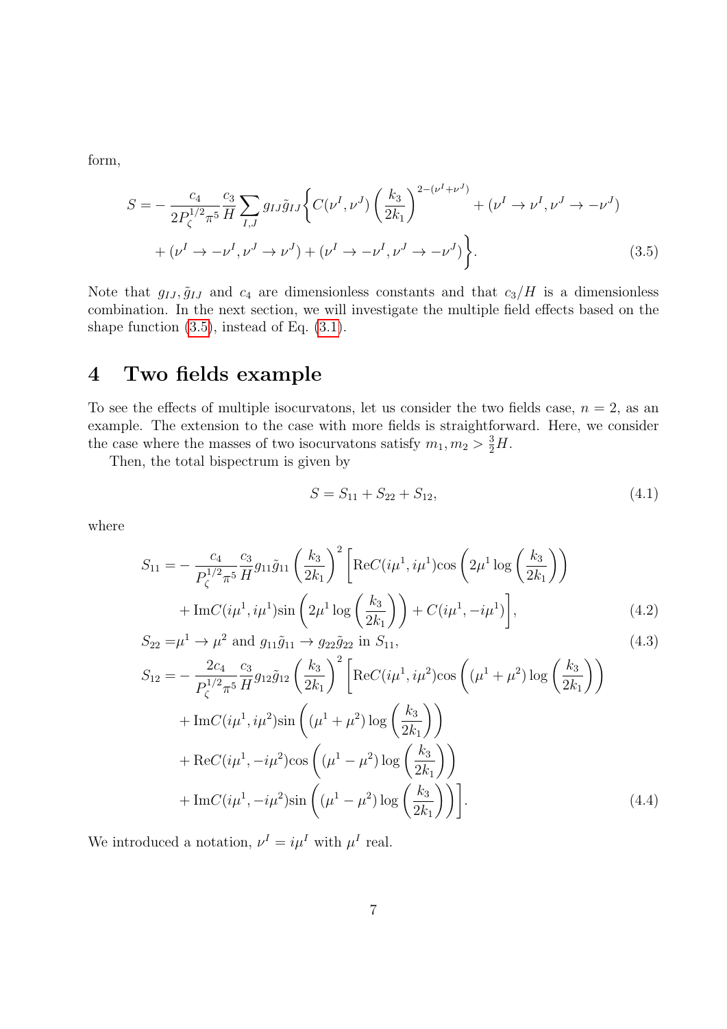form,

$$
\begin{aligned}
S =& -\frac{c_4}{2P_\zeta^{1/2}\pi^5}\frac{c_3}{H}\sum_{I,J} g_{IJ}\tilde{g}_{IJ}\bigg\{C(\nu^I,\nu^J)\left(\frac{k_3}{2k_1}\right)^{2-(\nu^I+\nu^J)} + (\nu^I \to \nu^I, \nu^J \to -\nu^J) \\
&+ (\nu^I \to -\nu^I, \nu^J \to \nu^J) + (\nu^I \to -\nu^I, \nu^J \to -\nu^J)\bigg\}. \qquad (3.5)
\end{aligned}
$$

Note that $g_{IJ}, \tilde{g}_{IJ}$ and $c_4$ are dimensionless constants and that $c_3/H$ is a dimensionless combination. In the next section, we will investigate the multiple field effects based on the shape function (3.5), instead of Eq. (3.1).

# 4 Two fields example

To see the effects of multiple isocurvatons, let us consider the two fields case, $n = 2$, as an example. The extension to the case with more fields is straightforward. Here, we consider the case where the masses of two isocurvatons satisfy $m_1, m_2 > \frac{3}{2}H$.

Then, the total bispectrum is given by

$$
S = S_{11} + S_{22} + S_{12}, \qquad (4.1)
$$

where

$$
\begin{aligned}
S_{11} =& -\frac{c_4}{P_\zeta^{1/2}\pi^5}\frac{c_3}{H} g_{11}\tilde{g}_{11}\left(\frac{k_3}{2k_1}\right)^2\bigg[\mathrm{Re}C(i\mu^1, i\mu^1)\cos\left(2\mu^1\log\left(\frac{k_3}{2k_1}\right)\right) \\
&+ \mathrm{Im}C(i\mu^1, i\mu^1)\sin\left(2\mu^1\log\left(\frac{k_3}{2k_1}\right)\right) + C(i\mu^1, -i\mu^1)\bigg], \qquad (4.2)\\
S_{22} =& \mu^1 \to \mu^2 \text{ and } g_{11}\tilde{g}_{11} \to g_{22}\tilde{g}_{22} \text{ in } S_{11}, \qquad (4.3)\\
S_{12} =& -\frac{2c_4}{P_\zeta^{1/2}\pi^5}\frac{c_3}{H} g_{12}\tilde{g}_{12}\left(\frac{k_3}{2k_1}\right)^2\bigg[\mathrm{Re}C(i\mu^1, i\mu^2)\cos\left((\mu^1+\mu^2)\log\left(\frac{k_3}{2k_1}\right)\right) \\
&+ \mathrm{Im}C(i\mu^1, i\mu^2)\sin\left((\mu^1+\mu^2)\log\left(\frac{k_3}{2k_1}\right)\right) \\
&+ \mathrm{Re}C(i\mu^1, -i\mu^2)\cos\left((\mu^1-\mu^2)\log\left(\frac{k_3}{2k_1}\right)\right) \\
&+ \mathrm{Im}C(i\mu^1, -i\mu^2)\sin\left((\mu^1-\mu^2)\log\left(\frac{k_3}{2k_1}\right)\right)\bigg]. \qquad (4.4)
\end{aligned}
$$

We introduced a notation, $\nu^I = i\mu^I$ with $\mu^I$ real.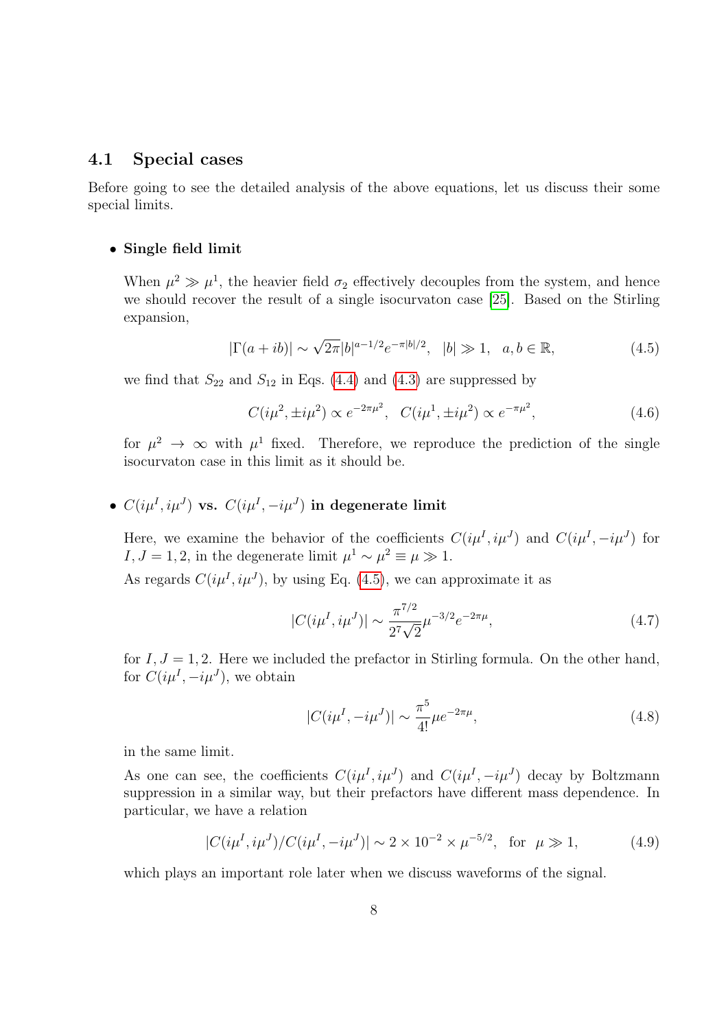### 4.1 Special cases

Before going to see the detailed analysis of the above equations, let us discuss their some special limits.

- **Single field limit**

  When $\mu^2 \gg \mu^1$, the heavier field $\sigma_2$ effectively decouples from the system, and hence we should recover the result of a single isocurvaton case [25]. Based on the Stirling expansion,

$$|\Gamma(a+ib)| \sim \sqrt{2\pi}|b|^{a-1/2}e^{-\pi|b|/2}, \quad |b| \gg 1, \quad a, b \in \mathbb{R}, \tag{4.5}$$

  we find that $S_{22}$ and $S_{12}$ in Eqs. (4.4) and (4.3) are suppressed by

$$C(i\mu^2, \pm i\mu^2) \propto e^{-2\pi\mu^2}, \quad C(i\mu^1, \pm i\mu^2) \propto e^{-\pi\mu^2}, \tag{4.6}$$

  for $\mu^2 \to \infty$ with $\mu^1$ fixed. Therefore, we reproduce the prediction of the single isocurvaton case in this limit as it should be.

- **$C(i\mu^I, i\mu^J)$ vs. $C(i\mu^I, -i\mu^J)$ in degenerate limit**

  Here, we examine the behavior of the coefficients $C(i\mu^I, i\mu^J)$ and $C(i\mu^I, -i\mu^J)$ for $I, J = 1, 2$, in the degenerate limit $\mu^1 \sim \mu^2 \equiv \mu \gg 1$.

  As regards $C(i\mu^I, i\mu^J)$, by using Eq. (4.5), we can approximate it as

$$|C(i\mu^I, i\mu^J)| \sim \frac{\pi^{7/2}}{2^7\sqrt{2}}\mu^{-3/2}e^{-2\pi\mu}, \tag{4.7}$$

  for $I, J = 1, 2$. Here we included the prefactor in Stirling formula. On the other hand, for $C(i\mu^I, -i\mu^J)$, we obtain

$$|C(i\mu^I, -i\mu^J)| \sim \frac{\pi^5}{4!}\mu e^{-2\pi\mu}, \tag{4.8}$$

  in the same limit.

  As one can see, the coefficients $C(i\mu^I, i\mu^J)$ and $C(i\mu^I, -i\mu^J)$ decay by Boltzmann suppression in a similar way, but their prefactors have different mass dependence. In particular, we have a relation

$$|C(i\mu^I, i\mu^J)/C(i\mu^I, -i\mu^J)| \sim 2 \times 10^{-2} \times \mu^{-5/2}, \quad \text{for} \quad \mu \gg 1, \tag{4.9}$$

  which plays an important role later when we discuss waveforms of the signal.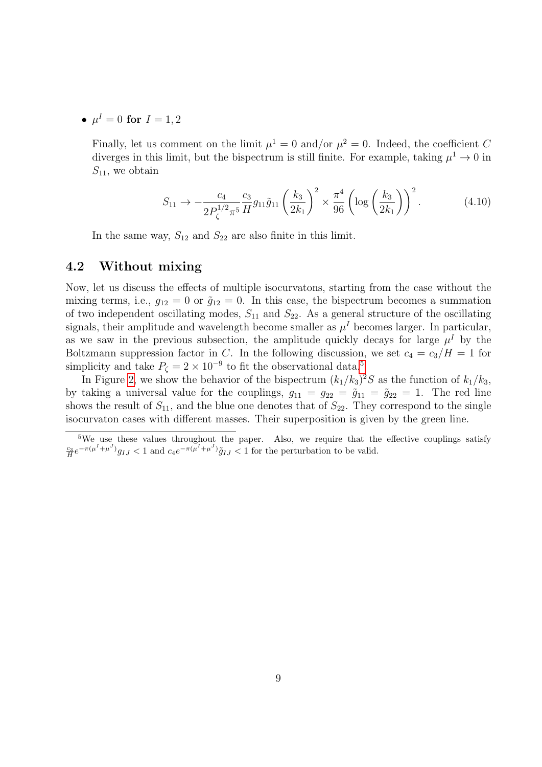- $\mu^I = 0$ **for** $I = 1, 2$

  Finally, let us comment on the limit $\mu^1 = 0$ and/or $\mu^2 = 0$. Indeed, the coefficient $C$ diverges in this limit, but the bispectrum is still finite. For example, taking $\mu^1 \to 0$ in $S_{11}$, we obtain

$$S_{11} \to -\frac{c_4}{2P_\zeta^{1/2}\pi^5}\frac{c_3}{H}g_{11}\tilde{g}_{11}\left(\frac{k_3}{2k_1}\right)^2 \times \frac{\pi^4}{96}\left(\log\left(\frac{k_3}{2k_1}\right)\right)^2. \tag{4.10}$$

  In the same way, $S_{12}$ and $S_{22}$ are also finite in this limit.

## 4.2 Without mixing

Now, let us discuss the effects of multiple isocurvatons, starting from the case without the mixing terms, i.e., $g_{12} = 0$ or $\tilde{g}_{12} = 0$. In this case, the bispectrum becomes a summation of two independent oscillating modes, $S_{11}$ and $S_{22}$. As a general structure of the oscillating signals, their amplitude and wavelength become smaller as $\mu^I$ becomes larger. In particular, as we saw in the previous subsection, the amplitude quickly decays for large $\mu^I$ by the Boltzmann suppression factor in $C$. In the following discussion, we set $c_4 = c_3/H = 1$ for simplicity and take $P_\zeta = 2 \times 10^{-9}$ to fit the observational data.[5]

In Figure 2, we show the behavior of the bispectrum $(k_1/k_3)^2 S$ as the function of $k_1/k_3$, by taking a universal value for the couplings, $g_{11} = g_{22} = \tilde{g}_{11} = \tilde{g}_{22} = 1$. The red line shows the result of $S_{11}$, and the blue one denotes that of $S_{22}$. They correspond to the single isocurvaton cases with different masses. Their superposition is given by the green line.

[5] We use these values throughout the paper. Also, we require that the effective couplings satisfy $\frac{c_3}{H}e^{-\pi(\mu^I+\mu^J)}g_{IJ} < 1$ and $c_4 e^{-\pi(\mu^I+\mu^J)}\tilde{g}_{IJ} < 1$ for the perturbation to be valid.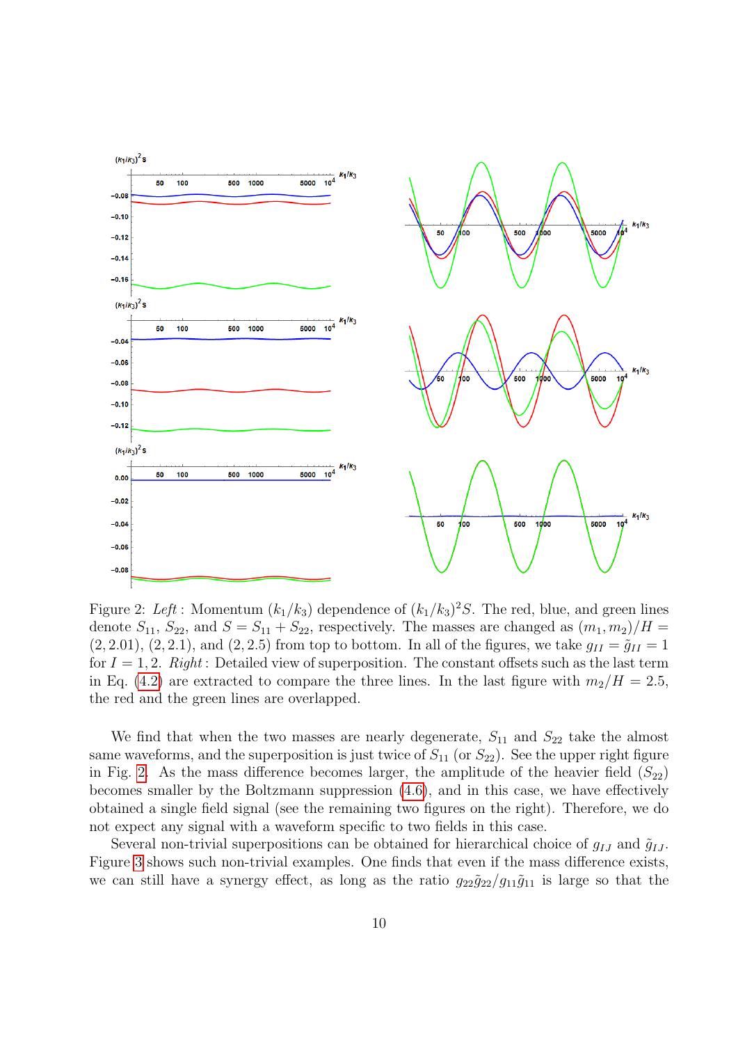Figure 2: *Left* : Momentum $(k_1/k_3)$ dependence of $(k_1/k_3)^2 S$. The red, blue, and green lines denote $S_{11}$, $S_{22}$, and $S = S_{11} + S_{22}$, respectively. The masses are changed as $(m_1, m_2)/H = (2, 2.01)$, $(2, 2.1)$, and $(2, 2.5)$ from top to bottom. In all of the figures, we take $g_{II} = \tilde{g}_{II} = 1$ for $I = 1, 2$. *Right* : Detailed view of superposition. The constant offsets such as the last term in Eq. (4.2) are extracted to compare the three lines. In the last figure with $m_2/H = 2.5$, the red and the green lines are overlapped.

We find that when the two masses are nearly degenerate, $S_{11}$ and $S_{22}$ take the almost same waveforms, and the superposition is just twice of $S_{11}$ (or $S_{22}$). See the upper right figure in Fig. 2. As the mass difference becomes larger, the amplitude of the heavier field ($S_{22}$) becomes smaller by the Boltzmann suppression (4.6), and in this case, we have effectively obtained a single field signal (see the remaining two figures on the right). Therefore, we do not expect any signal with a waveform specific to two fields in this case.

Several non-trivial superpositions can be obtained for hierarchical choice of $g_{IJ}$ and $\tilde{g}_{IJ}$. Figure 3 shows such non-trivial examples. One finds that even if the mass difference exists, we can still have a synergy effect, as long as the ratio $g_{22}\tilde{g}_{22}/g_{11}\tilde{g}_{11}$ is large so that the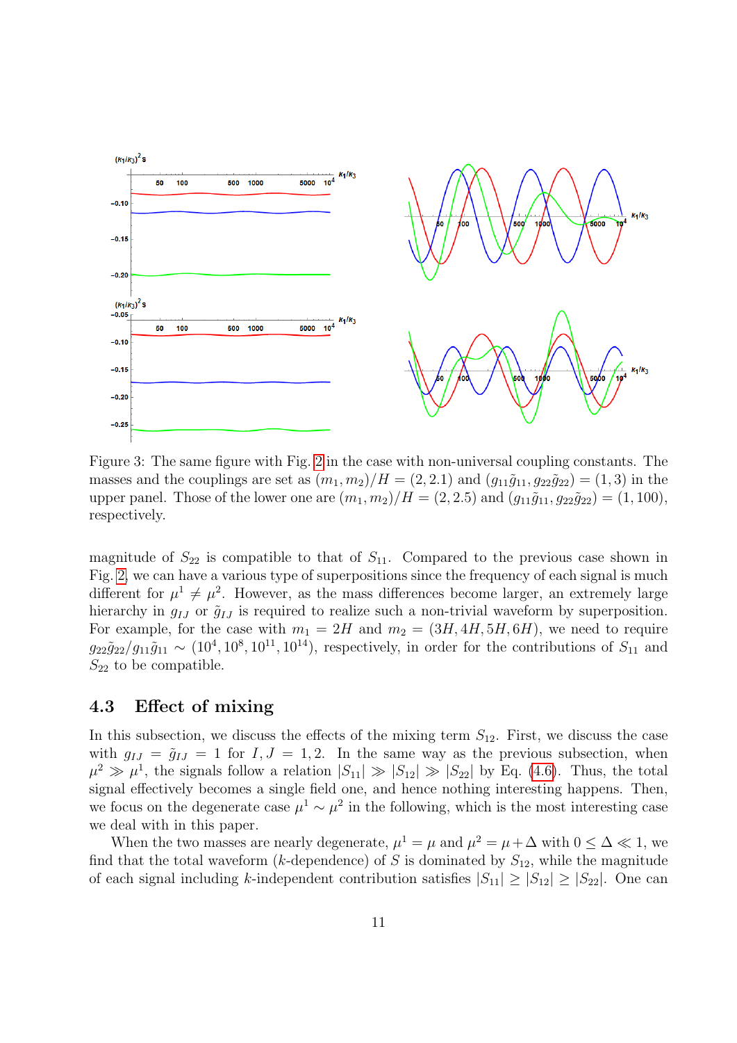Figure 3: The same figure with Fig. 2 in the case with non-universal coupling constants. The masses and the couplings are set as $(m_1, m_2)/H = (2, 2.1)$ and $(g_{11}\tilde{g}_{11}, g_{22}\tilde{g}_{22}) = (1, 3)$ in the upper panel. Those of the lower one are $(m_1, m_2)/H = (2, 2.5)$ and $(g_{11}\tilde{g}_{11}, g_{22}\tilde{g}_{22}) = (1, 100)$, respectively.

magnitude of $S_{22}$ is compatible to that of $S_{11}$. Compared to the previous case shown in Fig. 2, we can have a various type of superpositions since the frequency of each signal is much different for $\mu^1 \neq \mu^2$. However, as the mass differences become larger, an extremely large hierarchy in $g_{IJ}$ or $\tilde{g}_{IJ}$ is required to realize such a non-trivial waveform by superposition. For example, for the case with $m_1 = 2H$ and $m_2 = (3H, 4H, 5H, 6H)$, we need to require $g_{22}\tilde{g}_{22}/g_{11}\tilde{g}_{11} \sim (10^4, 10^8, 10^{11}, 10^{14})$, respectively, in order for the contributions of $S_{11}$ and $S_{22}$ to be compatible.

### 4.3 Effect of mixing

In this subsection, we discuss the effects of the mixing term $S_{12}$. First, we discuss the case with $g_{IJ} = \tilde{g}_{IJ} = 1$ for $I, J = 1, 2$. In the same way as the previous subsection, when $\mu^2 \gg \mu^1$, the signals follow a relation $|S_{11}| \gg |S_{12}| \gg |S_{22}|$ by Eq. (4.6). Thus, the total signal effectively becomes a single field one, and hence nothing interesting happens. Then, we focus on the degenerate case $\mu^1 \sim \mu^2$ in the following, which is the most interesting case we deal with in this paper.

When the two masses are nearly degenerate, $\mu^1 = \mu$ and $\mu^2 = \mu + \Delta$ with $0 \leq \Delta \ll 1$, we find that the total waveform ($k$-dependence) of $S$ is dominated by $S_{12}$, while the magnitude of each signal including $k$-independent contribution satisfies $|S_{11}| \geq |S_{12}| \geq |S_{22}|$. One can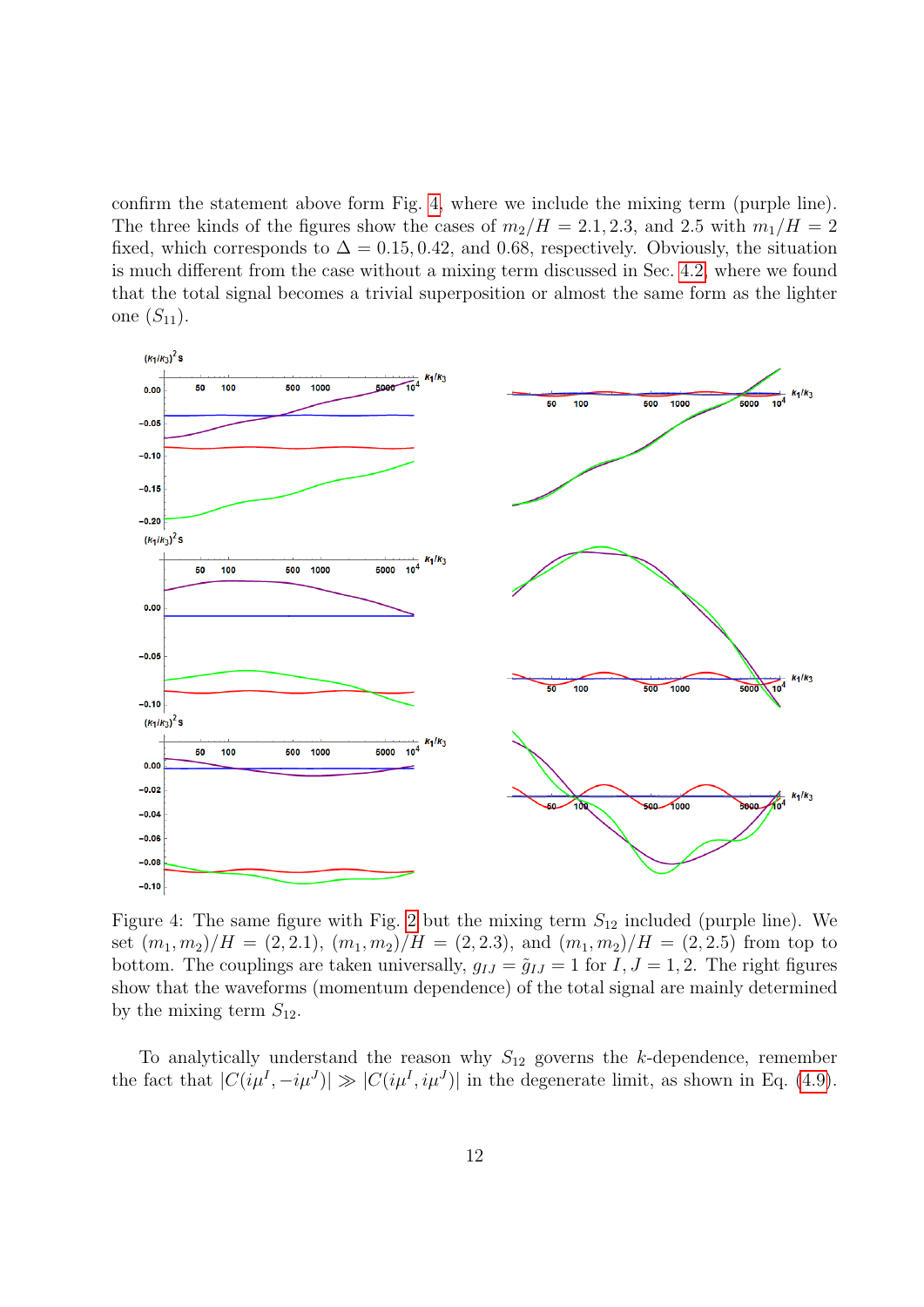confirm the statement above form Fig. 4, where we include the mixing term (purple line). The three kinds of the figures show the cases of $m_2/H = 2.1, 2.3$, and $2.5$ with $m_1/H = 2$ fixed, which corresponds to $\Delta = 0.15, 0.42$, and $0.68$, respectively. Obviously, the situation is much different from the case without a mixing term discussed in Sec. 4.2 where we found that the total signal becomes a trivial superposition or almost the same form as the lighter one ($S_{11}$).

Figure 4: The same figure with Fig. 2 but the mixing term $S_{12}$ included (purple line). We set $(m_1, m_2)/H = (2, 2.1)$, $(m_1, m_2)/H = (2, 2.3)$, and $(m_1, m_2)/H = (2, 2.5)$ from top to bottom. The couplings are taken universally, $g_{IJ} = \tilde{g}_{IJ} = 1$ for $I, J = 1, 2$. The right figures show that the waveforms (momentum dependence) of the total signal are mainly determined by the mixing term $S_{12}$.

To analytically understand the reason why $S_{12}$ governs the $k$-dependence, remember the fact that $|C(i\mu^I, -i\mu^J)| \gg |C(i\mu^I, i\mu^J)|$ in the degenerate limit, as shown in Eq. (4.9).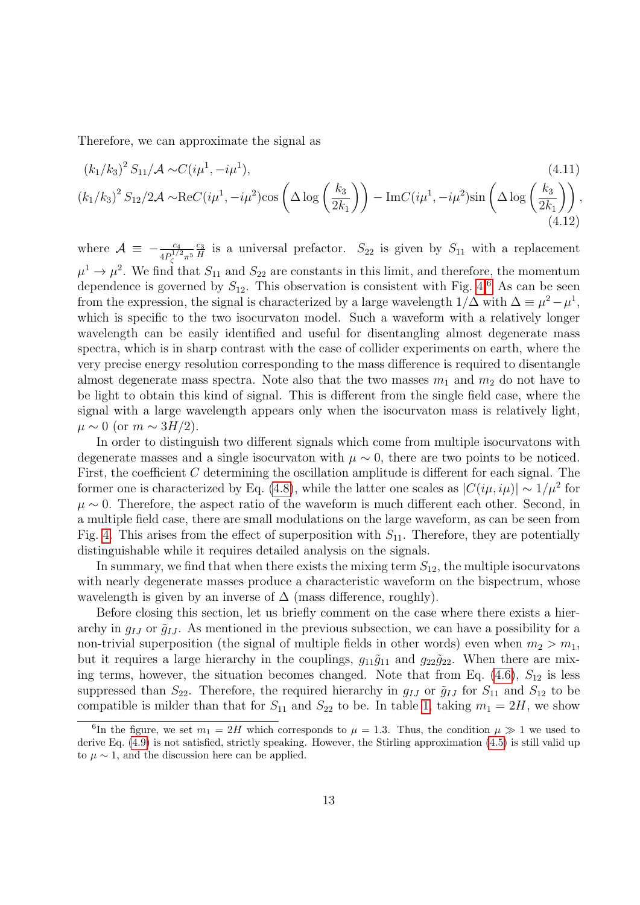Therefore, we can approximate the signal as

$$(k_1/k_3)^2 \, S_{11}/\mathcal{A} \sim C(i\mu^1, -i\mu^1), \tag{4.11}$$

$$(k_1/k_3)^2 \, S_{12}/2\mathcal{A} \sim \mathrm{Re}C(i\mu^1, -i\mu^2) \cos\left(\Delta \log\left(\frac{k_3}{2k_1}\right)\right) - \mathrm{Im}C(i\mu^1, -i\mu^2) \sin\left(\Delta \log\left(\frac{k_3}{2k_1}\right)\right), \tag{4.12}$$

where $\mathcal{A} \equiv -\frac{c_4}{4P_\zeta^{1/2}\pi^5}\frac{c_3}{H}$ is a universal prefactor. $S_{22}$ is given by $S_{11}$ with a replacement $\mu^1 \to \mu^2$. We find that $S_{11}$ and $S_{22}$ are constants in this limit, and therefore, the momentum dependence is governed by $S_{12}$. This observation is consistent with Fig. 4.[6] As can be seen from the expression, the signal is characterized by a large wavelength $1/\Delta$ with $\Delta \equiv \mu^2 - \mu^1$, which is specific to the two isocurvaton model. Such a waveform with a relatively longer wavelength can be easily identified and useful for disentangling almost degenerate mass spectra, which is in sharp contrast with the case of collider experiments on earth, where the very precise energy resolution corresponding to the mass difference is required to disentangle almost degenerate mass spectra. Note also that the two masses $m_1$ and $m_2$ do not have to be light to obtain this kind of signal. This is different from the single field case, where the signal with a large wavelength appears only when the isocurvaton mass is relatively light, $\mu \sim 0$ (or $m \sim 3H/2$).

In order to distinguish two different signals which come from multiple isocurvatons with degenerate masses and a single isocurvaton with $\mu \sim 0$, there are two points to be noticed. First, the coefficient $C$ determining the oscillation amplitude is different for each signal. The former one is characterized by Eq. (4.8), while the latter one scales as $|C(i\mu, i\mu)| \sim 1/\mu^2$ for $\mu \sim 0$. Therefore, the aspect ratio of the waveform is much different each other. Second, in a multiple field case, there are small modulations on the large waveform, as can be seen from Fig. 4. This arises from the effect of superposition with $S_{11}$. Therefore, they are potentially distinguishable while it requires detailed analysis on the signals.

In summary, we find that when there exists the mixing term $S_{12}$, the multiple isocurvatons with nearly degenerate masses produce a characteristic waveform on the bispectrum, whose wavelength is given by an inverse of $\Delta$ (mass difference, roughly).

Before closing this section, let us briefly comment on the case where there exists a hierarchy in $g_{IJ}$ or $\tilde{g}_{IJ}$. As mentioned in the previous subsection, we can have a possibility for a non-trivial superposition (the signal of multiple fields in other words) even when $m_2 > m_1$, but it requires a large hierarchy in the couplings, $g_{11}\tilde{g}_{11}$ and $g_{22}\tilde{g}_{22}$. When there are mixing terms, however, the situation becomes changed. Note that from Eq. (4.6), $S_{12}$ is less suppressed than $S_{22}$. Therefore, the required hierarchy in $g_{IJ}$ or $\tilde{g}_{IJ}$ for $S_{11}$ and $S_{12}$ to be compatible is milder than that for $S_{11}$ and $S_{22}$ to be. In table 1, taking $m_1 = 2H$, we show

[6] In the figure, we set $m_1 = 2H$ which corresponds to $\mu = 1.3$. Thus, the condition $\mu \gg 1$ we used to derive Eq. (4.9) is not satisfied, strictly speaking. However, the Stirling approximation (4.5) is still valid up to $\mu \sim 1$, and the discussion here can be applied.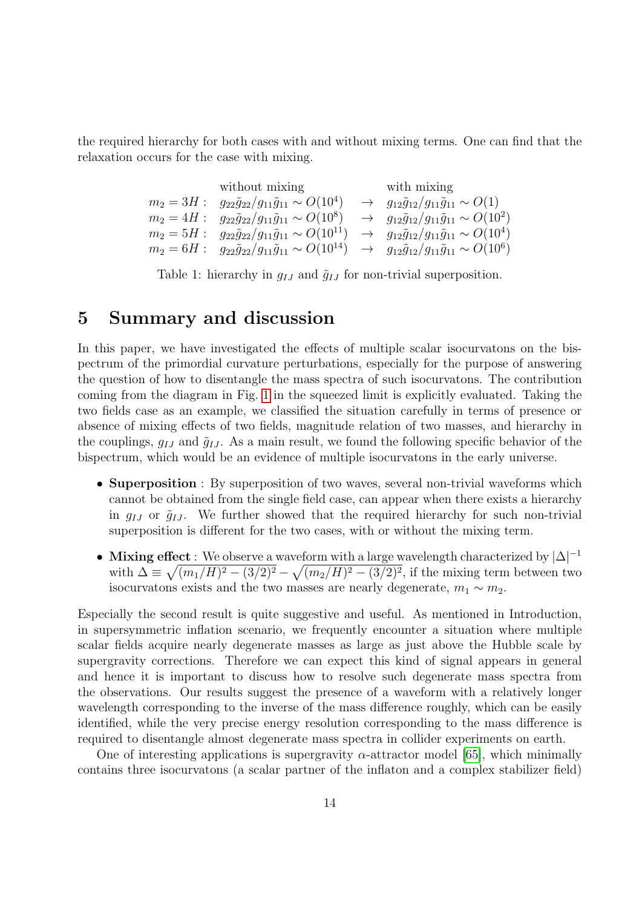the required hierarchy for both cases with and without mixing terms. One can find that the relaxation occurs for the case with mixing.

| | without mixing | | with mixing |
|---|---|---|---|
| $m_2 = 3H$ : | $g_{22}\tilde{g}_{22}/g_{11}\tilde{g}_{11} \sim O(10^4)$ | $\rightarrow$ | $g_{12}\tilde{g}_{12}/g_{11}\tilde{g}_{11} \sim O(1)$ |
| $m_2 = 4H$ : | $g_{22}\tilde{g}_{22}/g_{11}\tilde{g}_{11} \sim O(10^8)$ | $\rightarrow$ | $g_{12}\tilde{g}_{12}/g_{11}\tilde{g}_{11} \sim O(10^2)$ |
| $m_2 = 5H$ : | $g_{22}\tilde{g}_{22}/g_{11}\tilde{g}_{11} \sim O(10^{11})$ | $\rightarrow$ | $g_{12}\tilde{g}_{12}/g_{11}\tilde{g}_{11} \sim O(10^4)$ |
| $m_2 = 6H$ : | $g_{22}\tilde{g}_{22}/g_{11}\tilde{g}_{11} \sim O(10^{14})$ | $\rightarrow$ | $g_{12}\tilde{g}_{12}/g_{11}\tilde{g}_{11} \sim O(10^6)$ |

Table 1: hierarchy in $g_{IJ}$ and $\tilde{g}_{IJ}$ for non-trivial superposition.

# 5 Summary and discussion

In this paper, we have investigated the effects of multiple scalar isocurvatons on the bispectrum of the primordial curvature perturbations, especially for the purpose of answering the question of how to disentangle the mass spectra of such isocurvatons. The contribution coming from the diagram in Fig. 1 in the squeezed limit is explicitly evaluated. Taking the two fields case as an example, we classified the situation carefully in terms of presence or absence of mixing effects of two fields, magnitude relation of two masses, and hierarchy in the couplings, $g_{IJ}$ and $\tilde{g}_{IJ}$. As a main result, we found the following specific behavior of the bispectrum, which would be an evidence of multiple isocurvatons in the early universe.

- **Superposition** : By superposition of two waves, several non-trivial waveforms which cannot be obtained from the single field case, can appear when there exists a hierarchy in $g_{IJ}$ or $\tilde{g}_{IJ}$. We further showed that the required hierarchy for such non-trivial superposition is different for the two cases, with or without the mixing term.
- **Mixing effect** : We observe a waveform with a large wavelength characterized by $|\Delta|^{-1}$ with $\Delta \equiv \sqrt{(m_1/H)^2 - (3/2)^2} - \sqrt{(m_2/H)^2 - (3/2)^2}$, if the mixing term between two isocurvatons exists and the two masses are nearly degenerate, $m_1 \sim m_2$.

Especially the second result is quite suggestive and useful. As mentioned in Introduction, in supersymmetric inflation scenario, we frequently encounter a situation where multiple scalar fields acquire nearly degenerate masses as large as just above the Hubble scale by supergravity corrections. Therefore we can expect this kind of signal appears in general and hence it is important to discuss how to resolve such degenerate mass spectra from the observations. Our results suggest the presence of a waveform with a relatively longer wavelength corresponding to the inverse of the mass difference roughly, which can be easily identified, while the very precise energy resolution corresponding to the mass difference is required to disentangle almost degenerate mass spectra in collider experiments on earth.

One of interesting applications is supergravity $\alpha$-attractor model [65], which minimally contains three isocurvatons (a scalar partner of the inflaton and a complex stabilizer field)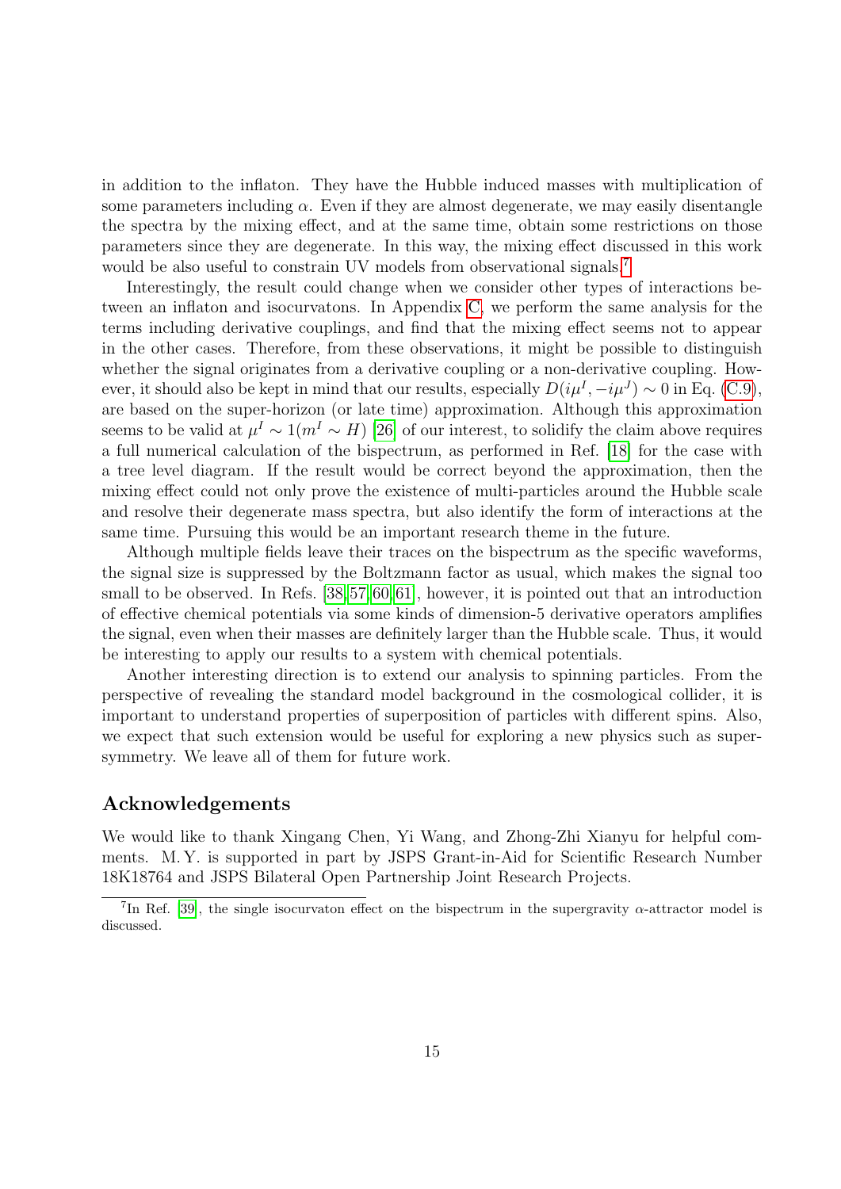in addition to the inflaton. They have the Hubble induced masses with multiplication of some parameters including $\alpha$. Even if they are almost degenerate, we may easily disentangle the spectra by the mixing effect, and at the same time, obtain some restrictions on those parameters since they are degenerate. In this way, the mixing effect discussed in this work would be also useful to constrain UV models from observational signals.[7]

Interestingly, the result could change when we consider other types of interactions between an inflaton and isocurvatons. In Appendix C, we perform the same analysis for the terms including derivative couplings, and find that the mixing effect seems not to appear in the other cases. Therefore, from these observations, it might be possible to distinguish whether the signal originates from a derivative coupling or a non-derivative coupling. However, it should also be kept in mind that our results, especially $D(i\mu^I, -i\mu^J) \sim 0$ in Eq. (C.9), are based on the super-horizon (or late time) approximation. Although this approximation seems to be valid at $\mu^I \sim 1 (m^I \sim H)$ [26] of our interest, to solidify the claim above requires a full numerical calculation of the bispectrum, as performed in Ref. [18] for the case with a tree level diagram. If the result would be correct beyond the approximation, then the mixing effect could not only prove the existence of multi-particles around the Hubble scale and resolve their degenerate mass spectra, but also identify the form of interactions at the same time. Pursuing this would be an important research theme in the future.

Although multiple fields leave their traces on the bispectrum as the specific waveforms, the signal size is suppressed by the Boltzmann factor as usual, which makes the signal too small to be observed. In Refs. [38, 57, 60, 61], however, it is pointed out that an introduction of effective chemical potentials via some kinds of dimension-5 derivative operators amplifies the signal, even when their masses are definitely larger than the Hubble scale. Thus, it would be interesting to apply our results to a system with chemical potentials.

Another interesting direction is to extend our analysis to spinning particles. From the perspective of revealing the standard model background in the cosmological collider, it is important to understand properties of superposition of particles with different spins. Also, we expect that such extension would be useful for exploring a new physics such as supersymmetry. We leave all of them for future work.

## Acknowledgements

We would like to thank Xingang Chen, Yi Wang, and Zhong-Zhi Xianyu for helpful comments. M. Y. is supported in part by JSPS Grant-in-Aid for Scientific Research Number 18K18764 and JSPS Bilateral Open Partnership Joint Research Projects.

[7] In Ref. [39], the single isocurvaton effect on the bispectrum in the supergravity $\alpha$-attractor model is discussed.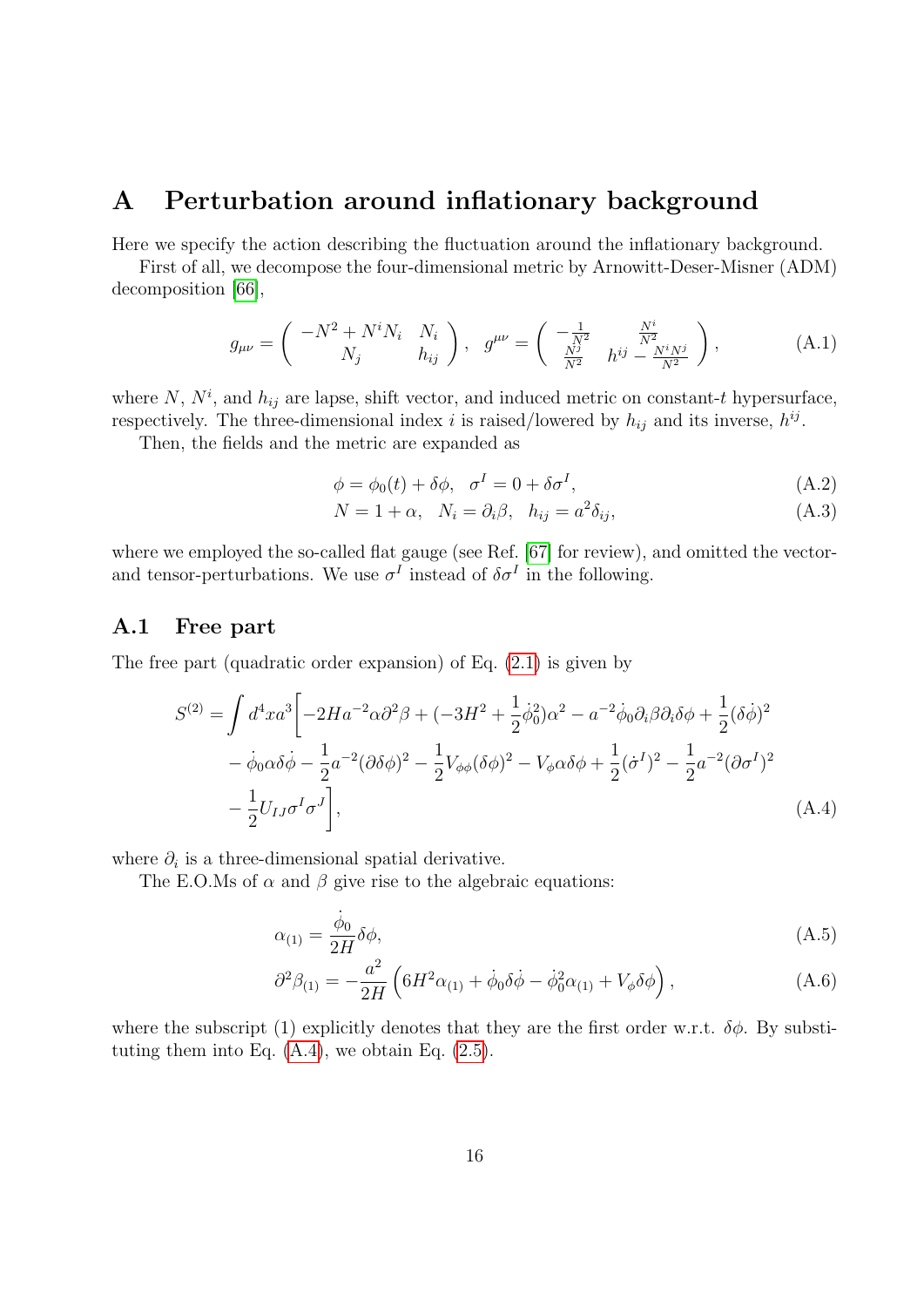# A Perturbation around inflationary background

Here we specify the action describing the fluctuation around the inflationary background.

First of all, we decompose the four-dimensional metric by Arnowitt-Deser-Misner (ADM) decomposition [66],

$$g_{\mu\nu} = \begin{pmatrix} -N^2 + N^i N_i & N_i \\ N_j & h_{ij} \end{pmatrix}, \quad g^{\mu\nu} = \begin{pmatrix} -\frac{1}{N^2} & \frac{N^i}{N^2} \\ \frac{N^j}{N^2} & h^{ij} - \frac{N^i N^j}{N^2} \end{pmatrix}, \tag{A.1}$$

where $N$, $N^i$, and $h_{ij}$ are lapse, shift vector, and induced metric on constant-$t$ hypersurface, respectively. The three-dimensional index $i$ is raised/lowered by $h_{ij}$ and its inverse, $h^{ij}$.

Then, the fields and the metric are expanded as

$$\phi = \phi_0(t) + \delta\phi, \quad \sigma^I = 0 + \delta\sigma^I, \tag{A.2}$$

$$N = 1 + \alpha, \quad N_i = \partial_i \beta, \quad h_{ij} = a^2 \delta_{ij}, \tag{A.3}$$

where we employed the so-called flat gauge (see Ref. [67] for review), and omitted the vector- and tensor-perturbations. We use $\sigma^I$ instead of $\delta\sigma^I$ in the following.

## A.1 Free part

The free part (quadratic order expansion) of Eq. (2.1) is given by

$$\begin{aligned} S^{(2)} = \int d^4x a^3 \bigg[ & -2Ha^{-2}\alpha\partial^2\beta + (-3H^2 + \frac{1}{2}\dot{\phi}_0^2)\alpha^2 - a^{-2}\dot{\phi}_0 \partial_i\beta\partial_i\delta\phi + \frac{1}{2}(\delta\dot{\phi})^2 \\ & - \dot{\phi}_0\alpha\delta\dot{\phi} - \frac{1}{2}a^{-2}(\partial\delta\phi)^2 - \frac{1}{2}V_{\phi\phi}(\delta\phi)^2 - V_\phi\alpha\delta\phi + \frac{1}{2}(\dot{\sigma}^I)^2 - \frac{1}{2}a^{-2}(\partial\sigma^I)^2 \\ & - \frac{1}{2}U_{IJ}\sigma^I\sigma^J \bigg], \end{aligned} \tag{A.4}$$

where $\partial_i$ is a three-dimensional spatial derivative.

The E.O.Ms of $\alpha$ and $\beta$ give rise to the algebraic equations:

$$\alpha_{(1)} = \frac{\dot{\phi}_0}{2H}\delta\phi, \tag{A.5}$$

$$\partial^2\beta_{(1)} = -\frac{a^2}{2H}\left(6H^2\alpha_{(1)} + \dot{\phi}_0\delta\dot{\phi} - \dot{\phi}_0^2\alpha_{(1)} + V_\phi\delta\phi\right), \tag{A.6}$$

where the subscript (1) explicitly denotes that they are the first order w.r.t. $\delta\phi$. By substituting them into Eq. (A.4), we obtain Eq. (2.5).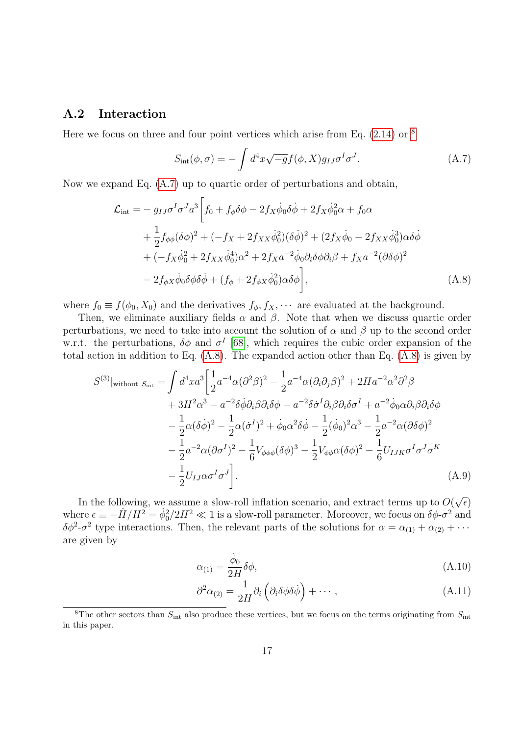### A.2 Interaction

Here we focus on three and four point vertices which arise from Eq. (2.14) or [8]

$$S_{\rm int}(\phi,\sigma) = -\int d^4x\sqrt{-g}f(\phi,X)g_{IJ}\sigma^I\sigma^J. \tag{A.7}$$

Now we expand Eq. (A.7) up to quartic order of perturbations and obtain,

$$\begin{aligned}
\mathcal{L}_{\rm int} =& -g_{IJ}\sigma^I\sigma^J a^3\bigg[f_0 + f_\phi\delta\phi - 2f_X\dot\phi_0\delta\dot\phi + 2f_X\dot\phi_0^2\alpha + f_0\alpha \\
&+\frac{1}{2}f_{\phi\phi}(\delta\phi)^2 + (-f_X + 2f_{XX}\dot\phi_0^2)(\delta\dot\phi)^2 + (2f_X\dot\phi_0 - 2f_{XX}\dot\phi_0^3)\alpha\delta\dot\phi \\
&+(-f_X\dot\phi_0^2 + 2f_{XX}\dot\phi_0^4)\alpha^2 + 2f_X a^{-2}\dot\phi_0\partial_i\delta\phi\partial_i\beta + f_X a^{-2}(\partial\delta\phi)^2 \\
&-2f_{\phi X}\dot\phi_0\delta\phi\delta\dot\phi + (f_\phi + 2f_{\phi X}\dot\phi_0^2)\alpha\delta\phi\bigg],
\end{aligned} \tag{A.8}$$

where $f_0 \equiv f(\phi_0, X_0)$ and the derivatives $f_\phi, f_X, \cdots$ are evaluated at the background.

Then, we eliminate auxiliary fields $\alpha$ and $\beta$. Note that when we discuss quartic order perturbations, we need to take into account the solution of $\alpha$ and $\beta$ up to the second order w.r.t. the perturbations, $\delta\phi$ and $\sigma^I$ [68], which requires the cubic order expansion of the total action in addition to Eq. (A.8). The expanded action other than Eq. (A.8) is given by

$$\begin{aligned}
S^{(3)}|_{\text{without } S_{\rm int}} = \int d^4x a^3\bigg[&\frac{1}{2}a^{-4}\alpha(\partial^2\beta)^2 - \frac{1}{2}a^{-4}\alpha(\partial_i\partial_j\beta)^2 + 2Ha^{-2}\alpha^2\partial^2\beta \\
&+3H^2\alpha^3 - a^{-2}\delta\dot\phi\partial_i\beta\partial_i\delta\phi - a^{-2}\delta\dot\sigma^I\partial_i\beta\partial_i\delta\sigma^I + a^{-2}\dot\phi_0\alpha\partial_i\beta\partial_i\delta\phi \\
&-\frac{1}{2}\alpha(\delta\dot\phi)^2 - \frac{1}{2}\alpha(\dot\sigma^I)^2 + \dot\phi_0\alpha^2\delta\dot\phi - \frac{1}{2}(\dot\phi_0)^2\alpha^3 - \frac{1}{2}a^{-2}\alpha(\partial\delta\phi)^2 \\
&-\frac{1}{2}a^{-2}\alpha(\partial\sigma^I)^2 - \frac{1}{6}V_{\phi\phi\phi}(\delta\phi)^3 - \frac{1}{2}V_{\phi\phi}\alpha(\delta\phi)^2 - \frac{1}{6}U_{IJK}\sigma^I\sigma^J\sigma^K \\
&-\frac{1}{2}U_{IJ}\alpha\sigma^I\sigma^J\bigg].
\end{aligned} \tag{A.9}$$

In the following, we assume a slow-roll inflation scenario, and extract terms up to $O(\sqrt{\epsilon})$ where $\epsilon \equiv -\dot H/H^2 = \dot\phi_0^2/2H^2 \ll 1$ is a slow-roll parameter. Moreover, we focus on $\delta\phi$-$\sigma^2$ and $\delta\phi^2$-$\sigma^2$ type interactions. Then, the relevant parts of the solutions for $\alpha = \alpha_{(1)} + \alpha_{(2)} + \cdots$ are given by

$$\alpha_{(1)} = \frac{\dot\phi_0}{2H}\delta\phi, \tag{A.10}$$

$$\partial^2\alpha_{(2)} = \frac{1}{2H}\partial_i\left(\partial_i\delta\phi\delta\dot\phi\right) + \cdots, \tag{A.11}$$

[8] The other sectors than $S_{\rm int}$ also produce these vertices, but we focus on the terms originating from $S_{\rm int}$ in this paper.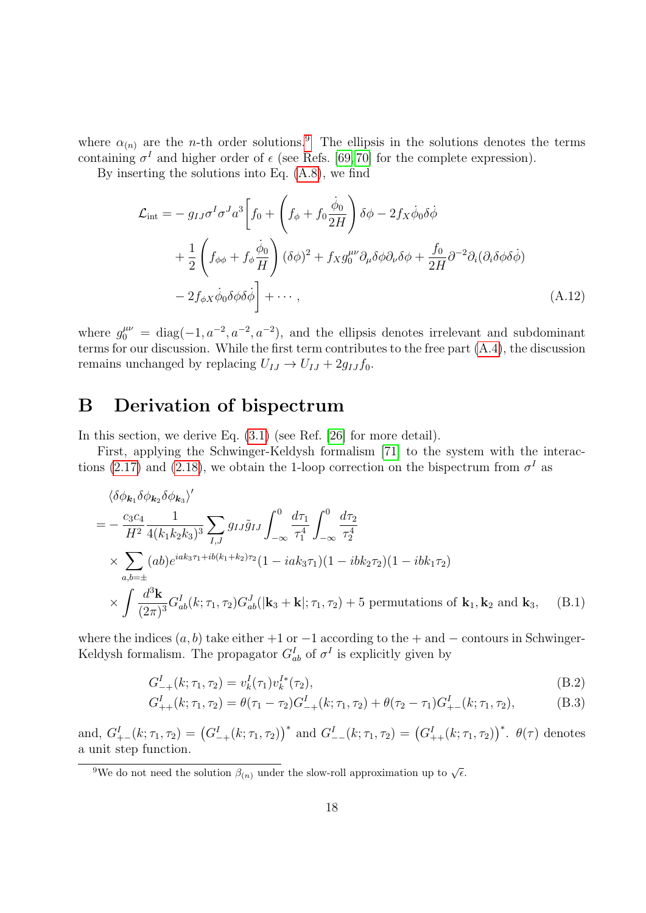where $\alpha_{(n)}$ are the $n$-th order solutions.[9] The ellipsis in the solutions denotes the terms containing $\sigma^I$ and higher order of $\epsilon$ (see Refs. [69, 70] for the complete expression).

By inserting the solutions into Eq. (A.8), we find

$$
\begin{aligned}
\mathcal{L}_{\rm int} = & - g_{IJ}\sigma^I \sigma^J a^3 \Bigg[ f_0 + \left( f_\phi + f_0 \frac{\dot{\phi}_0}{2H} \right) \delta\phi - 2 f_X \dot{\phi}_0 \delta\dot{\phi} \\
& + \frac{1}{2}\left( f_{\phi\phi} + f_\phi \frac{\dot{\phi}_0}{H} \right) (\delta\phi)^2 + f_X g_0^{\mu\nu} \partial_\mu \delta\phi \partial_\nu \delta\phi + \frac{f_0}{2H} \partial^{-2} \partial_i (\partial_i \delta\phi \delta\dot{\phi}) \\
& - 2 f_{\phi X} \dot{\phi}_0 \delta\phi \delta\dot{\phi} \Bigg] + \cdots ,
\end{aligned} \tag{A.12}
$$

where $g_0^{\mu\nu} = \mathrm{diag}(-1, a^{-2}, a^{-2}, a^{-2})$, and the ellipsis denotes irrelevant and subdominant terms for our discussion. While the first term contributes to the free part (A.4), the discussion remains unchanged by replacing $U_{IJ} \to U_{IJ} + 2 g_{IJ} f_0$.

# B Derivation of bispectrum

In this section, we derive Eq. (3.1) (see Ref. [26] for more detail).

First, applying the Schwinger-Keldysh formalism [71] to the system with the interactions (2.17) and (2.18), we obtain the 1-loop correction on the bispectrum from $\sigma^I$ as

$$
\begin{aligned}
& \langle \delta\phi_{\boldsymbol{k}_1} \delta\phi_{\boldsymbol{k}_2} \delta\phi_{\boldsymbol{k}_3} \rangle' \\
= & - \frac{c_3 c_4}{H^2} \frac{1}{4(k_1 k_2 k_3)^3} \sum_{I,J} g_{IJ} \tilde{g}_{IJ} \int_{-\infty}^{0} \frac{d\tau_1}{\tau_1^4} \int_{-\infty}^{0} \frac{d\tau_2}{\tau_2^4} \\
& \times \sum_{a,b=\pm} (ab) e^{iak_3\tau_1 + ib(k_1+k_2)\tau_2} (1 - iak_3\tau_1)(1 - ibk_2\tau_2)(1 - ibk_1\tau_2) \\
& \times \int \frac{d^3\mathbf{k}}{(2\pi)^3} G^I_{ab}(k; \tau_1, \tau_2) G^J_{ab}(|\mathbf{k}_3 + \mathbf{k}|; \tau_1, \tau_2) + 5 \text{ permutations of } \mathbf{k}_1, \mathbf{k}_2 \text{ and } \mathbf{k}_3,
\end{aligned} \tag{B.1}
$$

where the indices $(a, b)$ take either $+1$ or $-1$ according to the $+$ and $-$ contours in Schwinger-Keldysh formalism. The propagator $G^I_{ab}$ of $\sigma^I$ is explicitly given by

$$
G^I_{-+}(k; \tau_1, \tau_2) = v^I_k(\tau_1) v^{I*}_k(\tau_2), \tag{B.2}
$$

$$
G^I_{++}(k; \tau_1, \tau_2) = \theta(\tau_1 - \tau_2) G^I_{-+}(k; \tau_1, \tau_2) + \theta(\tau_2 - \tau_1) G^I_{+-}(k; \tau_1, \tau_2), \tag{B.3}
$$

and, $G^I_{+-}(k; \tau_1, \tau_2) = \left( G^I_{-+}(k; \tau_1, \tau_2) \right)^*$ and $G^I_{--}(k; \tau_1, \tau_2) = \left( G^I_{++}(k; \tau_1, \tau_2) \right)^*$. $\theta(\tau)$ denotes a unit step function.

[9] We do not need the solution $\beta_{(n)}$ under the slow-roll approximation up to $\sqrt{\epsilon}$.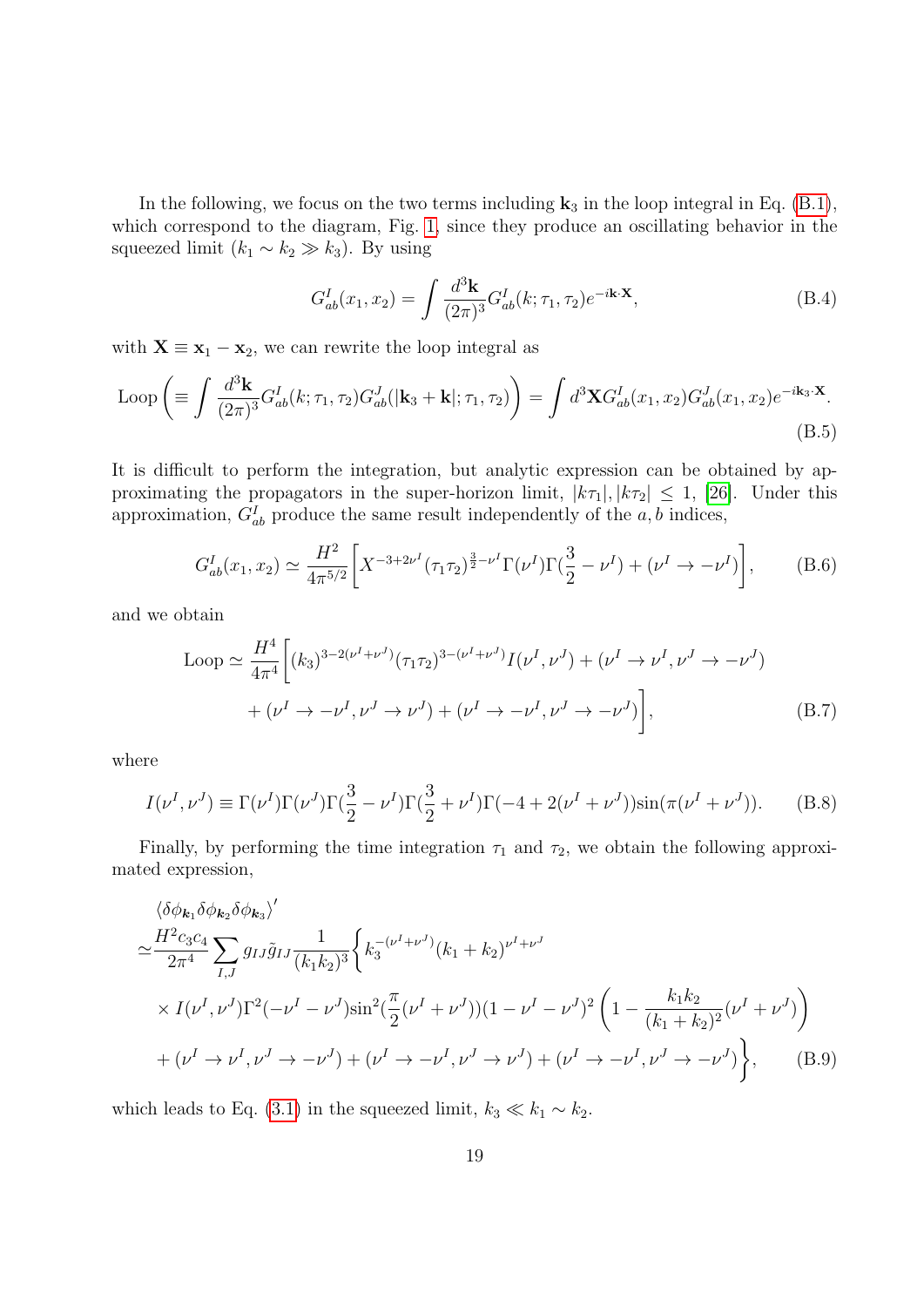In the following, we focus on the two terms including $\mathbf{k}_3$ in the loop integral in Eq. (B.1), which correspond to the diagram, Fig. 1, since they produce an oscillating behavior in the squeezed limit ($k_1 \sim k_2 \gg k_3$). By using

$$
G^I_{ab}(x_1, x_2) = \int \frac{d^3\mathbf{k}}{(2\pi)^3} G^I_{ab}(k; \tau_1, \tau_2) e^{-i\mathbf{k}\cdot\mathbf{X}}, \tag{B.4}
$$

with $\mathbf{X} \equiv \mathbf{x}_1 - \mathbf{x}_2$, we can rewrite the loop integral as

$$
\text{Loop}\left(\equiv \int \frac{d^3\mathbf{k}}{(2\pi)^3} G^I_{ab}(k; \tau_1, \tau_2) G^J_{ab}(|\mathbf{k}_3 + \mathbf{k}|; \tau_1, \tau_2)\right) = \int d^3\mathbf{X} G^I_{ab}(x_1, x_2) G^J_{ab}(x_1, x_2) e^{-i\mathbf{k}_3\cdot\mathbf{X}}. \tag{B.5}
$$

It is difficult to perform the integration, but analytic expression can be obtained by approximating the propagators in the super-horizon limit, $|k\tau_1|, |k\tau_2| \leq 1$, [26]. Under this approximation, $G^I_{ab}$ produce the same result independently of the $a, b$ indices,

$$
G^I_{ab}(x_1, x_2) \simeq \frac{H^2}{4\pi^{5/2}}\left[X^{-3+2\nu^I}(\tau_1\tau_2)^{\frac{3}{2}-\nu^I}\Gamma(\nu^I)\Gamma(\frac{3}{2}-\nu^I) + (\nu^I \to -\nu^I)\right], \tag{B.6}
$$

and we obtain

$$
\begin{aligned}
\text{Loop} \simeq \frac{H^4}{4\pi^4}\Big[&(k_3)^{3-2(\nu^I+\nu^J)}(\tau_1\tau_2)^{3-(\nu^I+\nu^J)} I(\nu^I, \nu^J) + (\nu^I \to \nu^I, \nu^J \to -\nu^J) \\
&+ (\nu^I \to -\nu^I, \nu^J \to \nu^J) + (\nu^I \to -\nu^I, \nu^J \to -\nu^J)\Big],
\end{aligned} \tag{B.7}
$$

where

$$
I(\nu^I, \nu^J) \equiv \Gamma(\nu^I)\Gamma(\nu^J)\Gamma(\frac{3}{2}-\nu^I)\Gamma(\frac{3}{2}+\nu^I)\Gamma(-4+2(\nu^I+\nu^J))\sin(\pi(\nu^I+\nu^J)). \tag{B.8}
$$

Finally, by performing the time integration $\tau_1$ and $\tau_2$, we obtain the following approximated expression,

$$
\begin{aligned}
&\langle \delta\phi_{\mathbf{k}_1}\delta\phi_{\mathbf{k}_2}\delta\phi_{\mathbf{k}_3}\rangle' \\
\simeq &\frac{H^2 c_3 c_4}{2\pi^4}\sum_{I,J} g_{IJ}\tilde{g}_{IJ}\frac{1}{(k_1 k_2)^3}\Big\{k_3^{-(\nu^I+\nu^J)}(k_1+k_2)^{\nu^I+\nu^J} \\
&\times I(\nu^I, \nu^J)\Gamma^2(-\nu^I-\nu^J)\sin^2(\frac{\pi}{2}(\nu^I+\nu^J))(1-\nu^I-\nu^J)^2\left(1 - \frac{k_1 k_2}{(k_1+k_2)^2}(\nu^I+\nu^J)\right) \\
&+ (\nu^I \to \nu^I, \nu^J \to -\nu^J) + (\nu^I \to -\nu^I, \nu^J \to \nu^J) + (\nu^I \to -\nu^I, \nu^J \to -\nu^J)\Big\},
\end{aligned} \tag{B.9}
$$

which leads to Eq. (3.1) in the squeezed limit, $k_3 \ll k_1 \sim k_2$.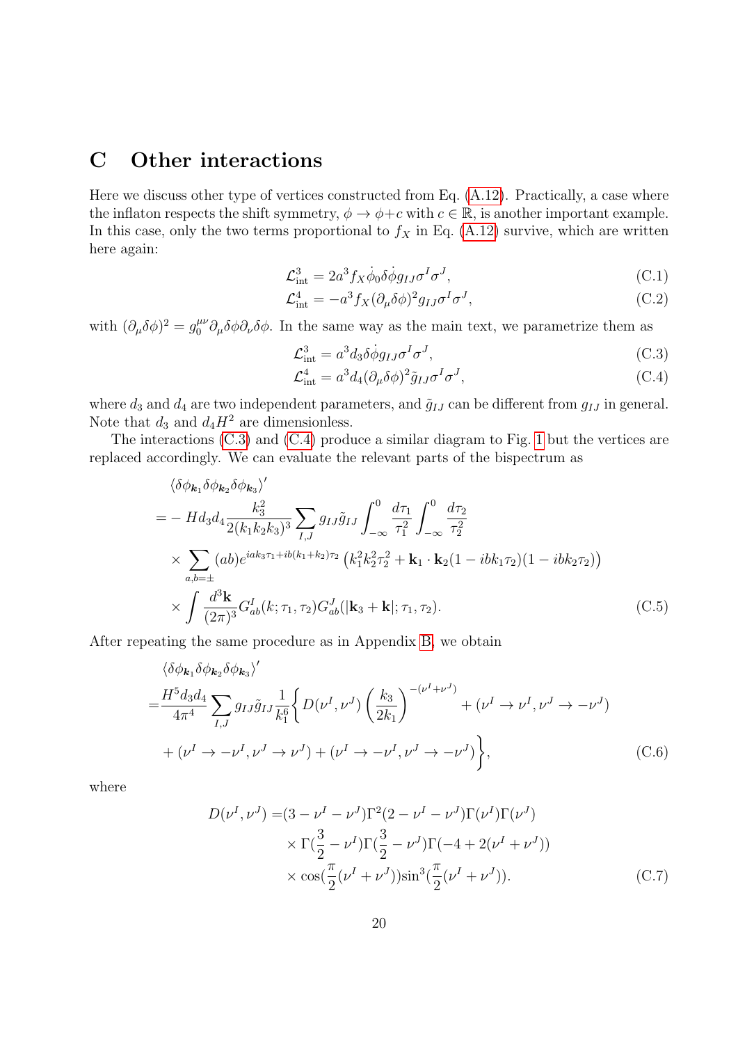## C Other interactions

Here we discuss other type of vertices constructed from Eq. (A.12). Practically, a case where the inflaton respects the shift symmetry, $\phi \to \phi + c$ with $c \in \mathbb{R}$, is another important example. In this case, only the two terms proportional to $f_X$ in Eq. (A.12) survive, which are written here again:

$$\mathcal{L}^3_{\rm int} = 2a^3 f_X \dot{\phi}_0 \delta\dot{\phi} g_{IJ}\sigma^I\sigma^J, \tag{C.1}$$

$$\mathcal{L}^4_{\rm int} = -a^3 f_X (\partial_\mu \delta\phi)^2 g_{IJ}\sigma^I\sigma^J, \tag{C.2}$$

with $(\partial_\mu\delta\phi)^2 = g_0^{\mu\nu}\partial_\mu\delta\phi\partial_\nu\delta\phi$. In the same way as the main text, we parametrize them as

$$\mathcal{L}^3_{\rm int} = a^3 d_3 \delta\dot{\phi} g_{IJ}\sigma^I\sigma^J, \tag{C.3}$$

$$\mathcal{L}^4_{\rm int} = a^3 d_4 (\partial_\mu\delta\phi)^2 \tilde{g}_{IJ}\sigma^I\sigma^J, \tag{C.4}$$

where $d_3$ and $d_4$ are two independent parameters, and $\tilde{g}_{IJ}$ can be different from $g_{IJ}$ in general. Note that $d_3$ and $d_4 H^2$ are dimensionless.

The interactions (C.3) and (C.4) produce a similar diagram to Fig. 1 but the vertices are replaced accordingly. We can evaluate the relevant parts of the bispectrum as

$$\begin{aligned}
&\langle \delta\phi_{\mathbf{k}_1}\delta\phi_{\mathbf{k}_2}\delta\phi_{\mathbf{k}_3}\rangle' \\
=& -H d_3 d_4 \frac{k_3^2}{2(k_1k_2k_3)^3}\sum_{I,J} g_{IJ}\tilde{g}_{IJ}\int_{-\infty}^0 \frac{d\tau_1}{\tau_1^2}\int_{-\infty}^0 \frac{d\tau_2}{\tau_2^2} \\
&\times \sum_{a,b=\pm}(ab)e^{iak_3\tau_1 + ib(k_1+k_2)\tau_2}\left(k_1^2k_2^2\tau_2^2 + \mathbf{k}_1\cdot\mathbf{k}_2(1-ibk_1\tau_2)(1-ibk_2\tau_2)\right) \\
&\times \int \frac{d^3\mathbf{k}}{(2\pi)^3} G^I_{ab}(k;\tau_1,\tau_2) G^J_{ab}(|\mathbf{k}_3+\mathbf{k}|;\tau_1,\tau_2).
\end{aligned} \tag{C.5}$$

After repeating the same procedure as in Appendix B, we obtain

$$\begin{aligned}
&\langle \delta\phi_{\mathbf{k}_1}\delta\phi_{\mathbf{k}_2}\delta\phi_{\mathbf{k}_3}\rangle' \\
=& \frac{H^5 d_3 d_4}{4\pi^4}\sum_{I,J} g_{IJ}\tilde{g}_{IJ}\frac{1}{k_1^6}\Bigg\{ D(\nu^I,\nu^J)\left(\frac{k_3}{2k_1}\right)^{-(\nu^I+\nu^J)} + (\nu^I\to\nu^I, \nu^J\to-\nu^J) \\
&+ (\nu^I\to-\nu^I,\nu^J\to\nu^J) + (\nu^I\to-\nu^I,\nu^J\to-\nu^J)\Bigg\},
\end{aligned} \tag{C.6}$$

where

$$\begin{aligned}
D(\nu^I,\nu^J) =& (3-\nu^I-\nu^J)\Gamma^2(2-\nu^I-\nu^J)\Gamma(\nu^I)\Gamma(\nu^J) \\
&\times \Gamma(\tfrac{3}{2}-\nu^I)\Gamma(\tfrac{3}{2}-\nu^J)\Gamma(-4+2(\nu^I+\nu^J)) \\
&\times \cos(\tfrac{\pi}{2}(\nu^I+\nu^J))\sin^3(\tfrac{\pi}{2}(\nu^I+\nu^J)).
\end{aligned} \tag{C.7}$$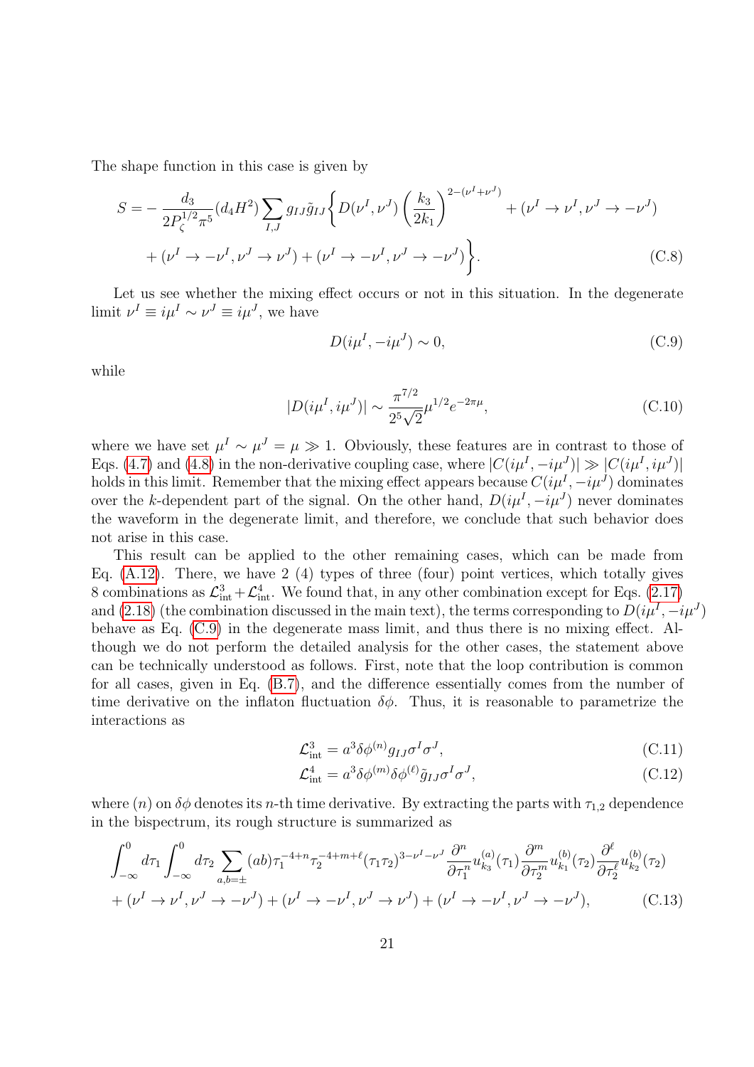The shape function in this case is given by

$$S = -\frac{d_3}{2P_\zeta^{1/2}\pi^5}(d_4 H^2)\sum_{I,J} g_{IJ}\tilde{g}_{IJ}\bigg\{ D(\nu^I,\nu^J)\left(\frac{k_3}{2k_1}\right)^{2-(\nu^I+\nu^J)} + (\nu^I \to \nu^I, \nu^J \to -\nu^J)$$
$$+ (\nu^I \to -\nu^I, \nu^J \to \nu^J) + (\nu^I \to -\nu^I, \nu^J \to -\nu^J)\bigg\}. \tag{C.8}$$

Let us see whether the mixing effect occurs or not in this situation. In the degenerate limit $\nu^I \equiv i\mu^I \sim \nu^J \equiv i\mu^J$, we have

$$D(i\mu^I, -i\mu^J) \sim 0, \tag{C.9}$$

while

$$|D(i\mu^I, i\mu^J)| \sim \frac{\pi^{7/2}}{2^5\sqrt{2}}\mu^{1/2}e^{-2\pi\mu}, \tag{C.10}$$

where we have set $\mu^I \sim \mu^J = \mu \gg 1$. Obviously, these features are in contrast to those of Eqs. (4.7) and (4.8) in the non-derivative coupling case, where $|C(i\mu^I, -i\mu^J)| \gg |C(i\mu^I, i\mu^J)|$ holds in this limit. Remember that the mixing effect appears because $C(i\mu^I, -i\mu^J)$ dominates over the $k$-dependent part of the signal. On the other hand, $D(i\mu^I, -i\mu^J)$ never dominates the waveform in the degenerate limit, and therefore, we conclude that such behavior does not arise in this case.

This result can be applied to the other remaining cases, which can be made from Eq. (A.12). There, we have 2 (4) types of three (four) point vertices, which totally gives 8 combinations as $\mathcal{L}^3_{\rm int} + \mathcal{L}^4_{\rm int}$. We found that, in any other combination except for Eqs. (2.17) and (2.18) (the combination discussed in the main text), the terms corresponding to $D(i\mu^I, -i\mu^J)$ behave as Eq. (C.9) in the degenerate mass limit, and thus there is no mixing effect. Although we do not perform the detailed analysis for the other cases, the statement above can be technically understood as follows. First, note that the loop contribution is common for all cases, given in Eq. (B.7), and the difference essentially comes from the number of time derivative on the inflaton fluctuation $\delta\phi$. Thus, it is reasonable to parametrize the interactions as

$$\mathcal{L}^3_{\rm int} = a^3 \delta\phi^{(n)} g_{IJ}\sigma^I\sigma^J, \tag{C.11}$$

$$\mathcal{L}^4_{\rm int} = a^3 \delta\phi^{(m)}\delta\phi^{(\ell)} \tilde{g}_{IJ}\sigma^I\sigma^J, \tag{C.12}$$

where $(n)$ on $\delta\phi$ denotes its $n$-th time derivative. By extracting the parts with $\tau_{1,2}$ dependence in the bispectrum, its rough structure is summarized as

$$\int_{-\infty}^0 d\tau_1 \int_{-\infty}^0 d\tau_2 \sum_{a,b=\pm}(ab)\tau_1^{-4+n}\tau_2^{-4+m+\ell}(\tau_1\tau_2)^{3-\nu^I-\nu^J}\frac{\partial^n}{\partial\tau_1^n}u^{(a)}_{k_3}(\tau_1)\frac{\partial^m}{\partial\tau_2^m}u^{(b)}_{k_1}(\tau_2)\frac{\partial^\ell}{\partial\tau_2^\ell}u^{(b)}_{k_2}(\tau_2)$$
$$+ (\nu^I \to \nu^I, \nu^J \to -\nu^J) + (\nu^I \to -\nu^I, \nu^J \to \nu^J) + (\nu^I \to -\nu^I, \nu^J \to -\nu^J), \tag{C.13}$$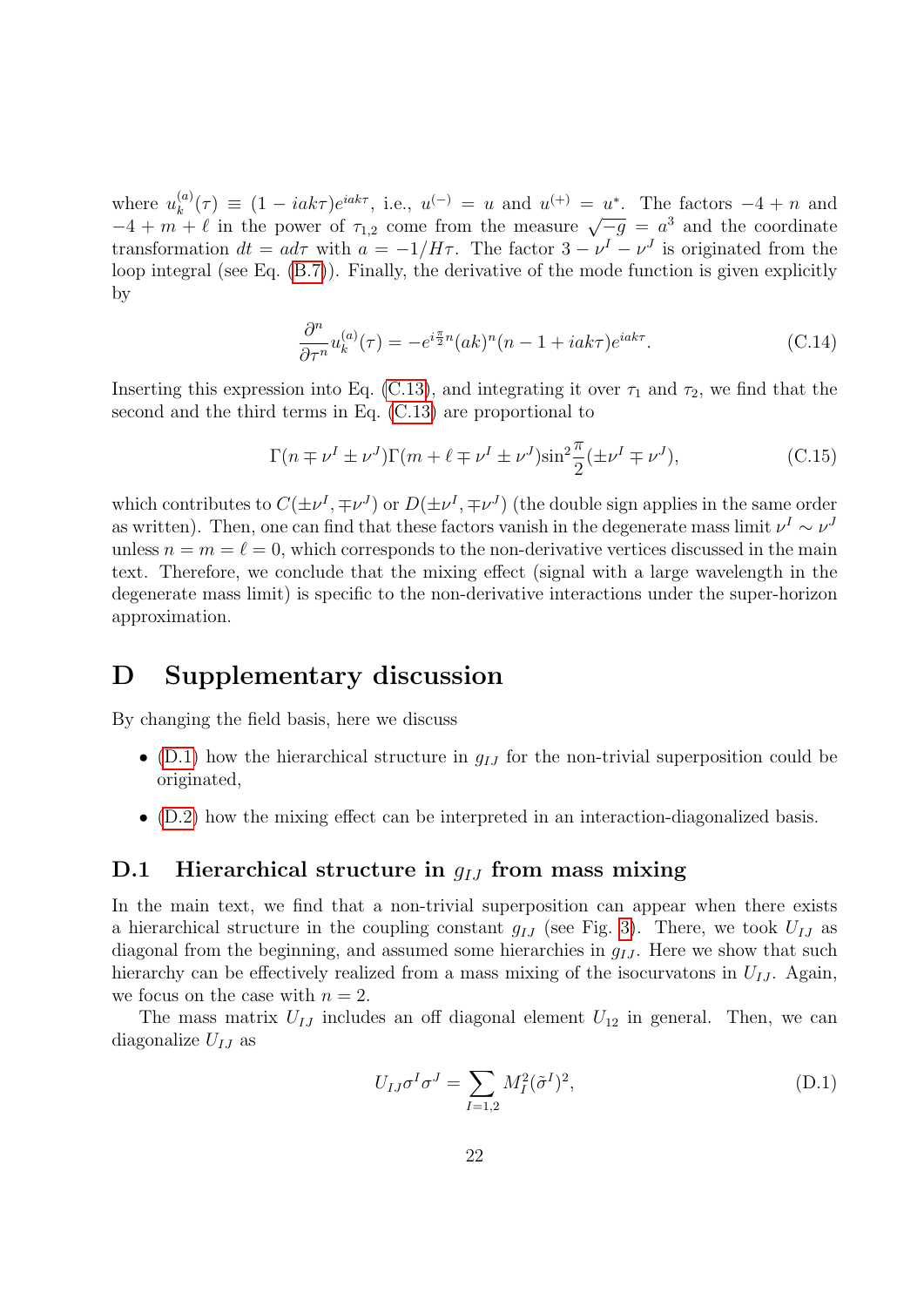where $u_k^{(a)}(\tau) \equiv (1 - iak\tau)e^{iak\tau}$, i.e., $u^{(-)} = u$ and $u^{(+)} = u^*$. The factors $-4 + n$ and $-4 + m + \ell$ in the power of $\tau_{1,2}$ come from the measure $\sqrt{-g} = a^3$ and the coordinate transformation $dt = ad\tau$ with $a = -1/H\tau$. The factor $3 - \nu^I - \nu^J$ is originated from the loop integral (see Eq. (B.7)). Finally, the derivative of the mode function is given explicitly by

$$\frac{\partial^n}{\partial \tau^n} u_k^{(a)}(\tau) = -e^{i\frac{\pi}{2}n}(ak)^n(n - 1 + iak\tau)e^{iak\tau}. \tag{C.14}$$

Inserting this expression into Eq. (C.13), and integrating it over $\tau_1$ and $\tau_2$, we find that the second and the third terms in Eq. (C.13) are proportional to

$$\Gamma(n \mp \nu^I \pm \nu^J)\Gamma(m + \ell \mp \nu^I \pm \nu^J)\sin^2\frac{\pi}{2}(\pm\nu^I \mp \nu^J), \tag{C.15}$$

which contributes to $C(\pm\nu^I, \mp\nu^J)$ or $D(\pm\nu^I, \mp\nu^J)$ (the double sign applies in the same order as written). Then, one can find that these factors vanish in the degenerate mass limit $\nu^I \sim \nu^J$ unless $n = m = \ell = 0$, which corresponds to the non-derivative vertices discussed in the main text. Therefore, we conclude that the mixing effect (signal with a large wavelength in the degenerate mass limit) is specific to the non-derivative interactions under the super-horizon approximation.

# D Supplementary discussion

By changing the field basis, here we discuss

- (D.1) how the hierarchical structure in $g_{IJ}$ for the non-trivial superposition could be originated,
- (D.2) how the mixing effect can be interpreted in an interaction-diagonalized basis.

## D.1 Hierarchical structure in $g_{IJ}$ from mass mixing

In the main text, we find that a non-trivial superposition can appear when there exists a hierarchical structure in the coupling constant $g_{IJ}$ (see Fig. 3). There, we took $U_{IJ}$ as diagonal from the beginning, and assumed some hierarchies in $g_{IJ}$. Here we show that such hierarchy can be effectively realized from a mass mixing of the isocurvatons in $U_{IJ}$. Again, we focus on the case with $n = 2$.

The mass matrix $U_{IJ}$ includes an off diagonal element $U_{12}$ in general. Then, we can diagonalize $U_{IJ}$ as

$$U_{IJ}\sigma^I\sigma^J = \sum_{I=1,2} M_I^2(\tilde{\sigma}^I)^2, \tag{D.1}$$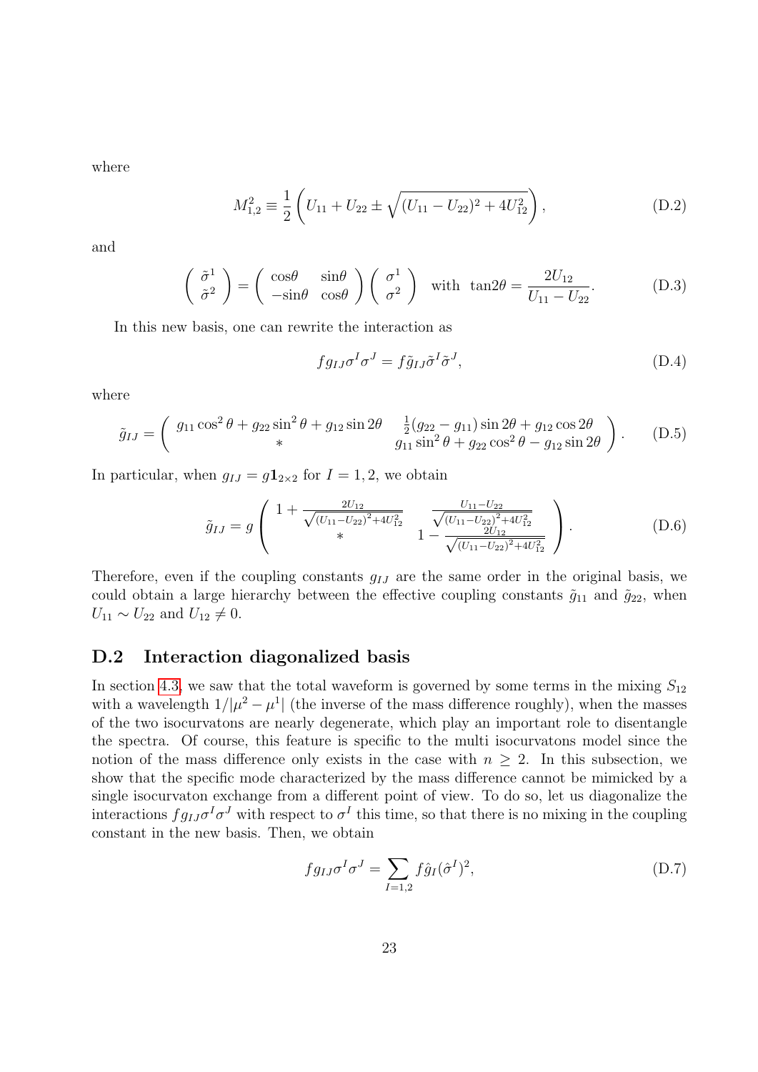where

$$M_{1,2}^2 \equiv \frac{1}{2}\left(U_{11} + U_{22} \pm \sqrt{(U_{11} - U_{22})^2 + 4U_{12}^2}\right), \tag{D.2}$$

and

$$\begin{pmatrix} \tilde{\sigma}^1 \\ \tilde{\sigma}^2 \end{pmatrix} = \begin{pmatrix} \cos\theta & \sin\theta \\ -\sin\theta & \cos\theta \end{pmatrix} \begin{pmatrix} \sigma^1 \\ \sigma^2 \end{pmatrix} \quad \text{with} \quad \tan 2\theta = \frac{2U_{12}}{U_{11} - U_{22}}. \tag{D.3}$$

In this new basis, one can rewrite the interaction as

$$f g_{IJ} \sigma^I \sigma^J = f \tilde{g}_{IJ} \tilde{\sigma}^I \tilde{\sigma}^J, \tag{D.4}$$

where

$$\tilde{g}_{IJ} = \begin{pmatrix} g_{11}\cos^2\theta + g_{22}\sin^2\theta + g_{12}\sin 2\theta & \frac{1}{2}(g_{22} - g_{11})\sin 2\theta + g_{12}\cos 2\theta \\ * & g_{11}\sin^2\theta + g_{22}\cos^2\theta - g_{12}\sin 2\theta \end{pmatrix}. \tag{D.5}$$

In particular, when $g_{IJ} = g\mathbf{1}_{2\times 2}$ for $I = 1, 2$, we obtain

$$\tilde{g}_{IJ} = g \begin{pmatrix} 1 + \frac{2U_{12}}{\sqrt{(U_{11}-U_{22})^2 + 4U_{12}^2}} & \frac{U_{11}-U_{22}}{\sqrt{(U_{11}-U_{22})^2 + 4U_{12}^2}} \\ * & 1 - \frac{2U_{12}}{\sqrt{(U_{11}-U_{22})^2 + 4U_{12}^2}} \end{pmatrix}. \tag{D.6}$$

Therefore, even if the coupling constants $g_{IJ}$ are the same order in the original basis, we could obtain a large hierarchy between the effective coupling constants $\tilde{g}_{11}$ and $\tilde{g}_{22}$, when $U_{11} \sim U_{22}$ and $U_{12} \neq 0$.

## D.2 Interaction diagonalized basis

In section 4.3, we saw that the total waveform is governed by some terms in the mixing $S_{12}$ with a wavelength $1/|\mu^2 - \mu^1|$ (the inverse of the mass difference roughly), when the masses of the two isocurvatons are nearly degenerate, which play an important role to disentangle the spectra. Of course, this feature is specific to the multi isocurvatons model since the notion of the mass difference only exists in the case with $n \geq 2$. In this subsection, we show that the specific mode characterized by the mass difference cannot be mimicked by a single isocurvaton exchange from a different point of view. To do so, let us diagonalize the interactions $f g_{IJ} \sigma^I \sigma^J$ with respect to $\sigma^I$ this time, so that there is no mixing in the coupling constant in the new basis. Then, we obtain

$$f g_{IJ} \sigma^I \sigma^J = \sum_{I=1,2} f \hat{g}_I (\hat{\sigma}^I)^2, \tag{D.7}$$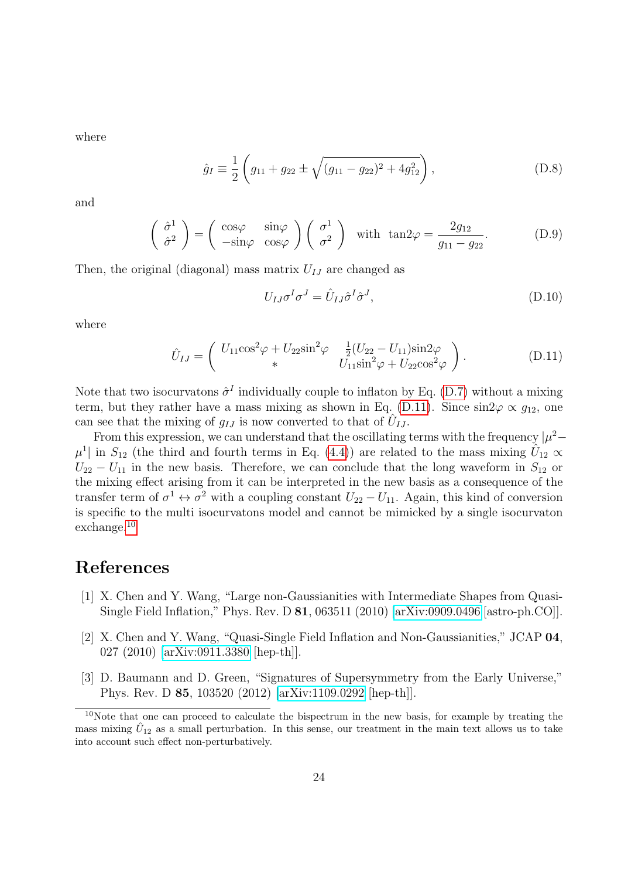where

$$\hat{g}_I \equiv \frac{1}{2}\left(g_{11} + g_{22} \pm \sqrt{(g_{11} - g_{22})^2 + 4g_{12}^2}\right), \tag{D.8}$$

and

$$\begin{pmatrix} \hat{\sigma}^1 \\ \hat{\sigma}^2 \end{pmatrix} = \begin{pmatrix} \cos\varphi & \sin\varphi \\ -\sin\varphi & \cos\varphi \end{pmatrix} \begin{pmatrix} \sigma^1 \\ \sigma^2 \end{pmatrix} \quad \text{with} \quad \tan 2\varphi = \frac{2g_{12}}{g_{11} - g_{22}}. \tag{D.9}$$

Then, the original (diagonal) mass matrix $U_{IJ}$ are changed as

$$U_{IJ}\sigma^I\sigma^J = \hat{U}_{IJ}\hat{\sigma}^I\hat{\sigma}^J, \tag{D.10}$$

where

$$\hat{U}_{IJ} = \begin{pmatrix} U_{11}\cos^2\varphi + U_{22}\sin^2\varphi & \frac{1}{2}(U_{22} - U_{11})\sin 2\varphi \\ * & U_{11}\sin^2\varphi + U_{22}\cos^2\varphi \end{pmatrix}. \tag{D.11}$$

Note that two isocurvatons $\hat{\sigma}^I$ individually couple to inflaton by Eq. (D.7) without a mixing term, but they rather have a mass mixing as shown in Eq. (D.11). Since $\sin 2\varphi \propto g_{12}$, one can see that the mixing of $g_{IJ}$ is now converted to that of $\hat{U}_{IJ}$.

From this expression, we can understand that the oscillating terms with the frequency $|\mu^2 - \mu^1|$ in $S_{12}$ (the third and fourth terms in Eq. (4.4)) are related to the mass mixing $\hat{U}_{12} \propto U_{22} - U_{11}$ in the new basis. Therefore, we can conclude that the long waveform in $S_{12}$ or the mixing effect arising from it can be interpreted in the new basis as a consequence of the transfer term of $\sigma^1 \leftrightarrow \sigma^2$ with a coupling constant $U_{22} - U_{11}$. Again, this kind of conversion is specific to the multi isocurvatons model and cannot be mimicked by a single isocurvaton exchange.[10]

# References

[1] X. Chen and Y. Wang, "Large non-Gaussianities with Intermediate Shapes from Quasi-Single Field Inflation," Phys. Rev. D **81**, 063511 (2010) [arXiv:0909.0496 [astro-ph.CO]].

[2] X. Chen and Y. Wang, "Quasi-Single Field Inflation and Non-Gaussianities," JCAP **04**, 027 (2010) [arXiv:0911.3380 [hep-th]].

[3] D. Baumann and D. Green, "Signatures of Supersymmetry from the Early Universe," Phys. Rev. D **85**, 103520 (2012) [arXiv:1109.0292 [hep-th]].

[10] Note that one can proceed to calculate the bispectrum in the new basis, for example by treating the mass mixing $\hat{U}_{12}$ as a small perturbation. In this sense, our treatment in the main text allows us to take into account such effect non-perturbatively.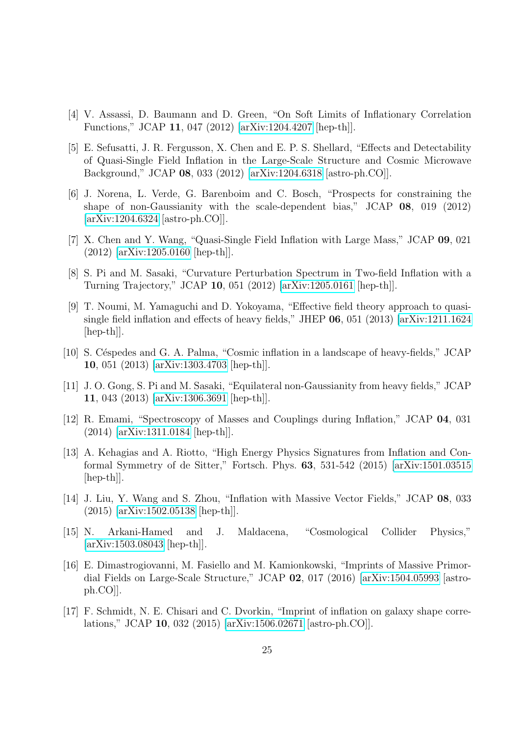[4] V. Assassi, D. Baumann and D. Green, "On Soft Limits of Inflationary Correlation Functions," JCAP **11**, 047 (2012) [arXiv:1204.4207 [hep-th]].

[5] E. Sefusatti, J. R. Fergusson, X. Chen and E. P. S. Shellard, "Effects and Detectability of Quasi-Single Field Inflation in the Large-Scale Structure and Cosmic Microwave Background," JCAP **08**, 033 (2012) [arXiv:1204.6318 [astro-ph.CO]].

[6] J. Norena, L. Verde, G. Barenboim and C. Bosch, "Prospects for constraining the shape of non-Gaussianity with the scale-dependent bias," JCAP **08**, 019 (2012) [arXiv:1204.6324 [astro-ph.CO]].

[7] X. Chen and Y. Wang, "Quasi-Single Field Inflation with Large Mass," JCAP **09**, 021 (2012) [arXiv:1205.0160 [hep-th]].

[8] S. Pi and M. Sasaki, "Curvature Perturbation Spectrum in Two-field Inflation with a Turning Trajectory," JCAP **10**, 051 (2012) [arXiv:1205.0161 [hep-th]].

[9] T. Noumi, M. Yamaguchi and D. Yokoyama, "Effective field theory approach to quasi-single field inflation and effects of heavy fields," JHEP **06**, 051 (2013) [arXiv:1211.1624 [hep-th]].

[10] S. Céspedes and G. A. Palma, "Cosmic inflation in a landscape of heavy-fields," JCAP **10**, 051 (2013) [arXiv:1303.4703 [hep-th]].

[11] J. O. Gong, S. Pi and M. Sasaki, "Equilateral non-Gaussianity from heavy fields," JCAP **11**, 043 (2013) [arXiv:1306.3691 [hep-th]].

[12] R. Emami, "Spectroscopy of Masses and Couplings during Inflation," JCAP **04**, 031 (2014) [arXiv:1311.0184 [hep-th]].

[13] A. Kehagias and A. Riotto, "High Energy Physics Signatures from Inflation and Conformal Symmetry of de Sitter," Fortsch. Phys. **63**, 531-542 (2015) [arXiv:1501.03515 [hep-th]].

[14] J. Liu, Y. Wang and S. Zhou, "Inflation with Massive Vector Fields," JCAP **08**, 033 (2015) [arXiv:1502.05138 [hep-th]].

[15] N. Arkani-Hamed and J. Maldacena, "Cosmological Collider Physics," [arXiv:1503.08043 [hep-th]].

[16] E. Dimastrogiovanni, M. Fasiello and M. Kamionkowski, "Imprints of Massive Primordial Fields on Large-Scale Structure," JCAP **02**, 017 (2016) [arXiv:1504.05993 [astro-ph.CO]].

[17] F. Schmidt, N. E. Chisari and C. Dvorkin, "Imprint of inflation on galaxy shape correlations," JCAP **10**, 032 (2015) [arXiv:1506.02671 [astro-ph.CO]].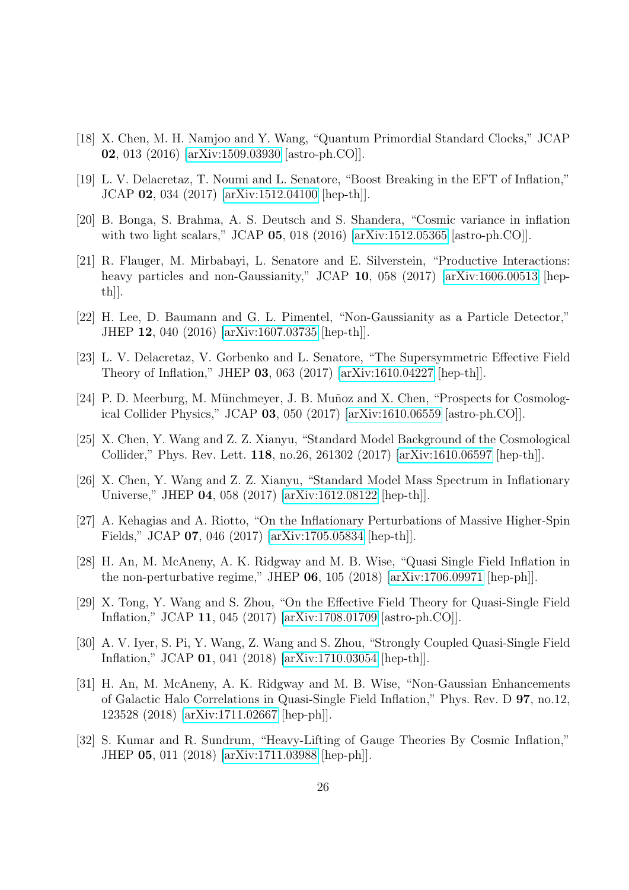[18] X. Chen, M. H. Namjoo and Y. Wang, "Quantum Primordial Standard Clocks," JCAP **02**, 013 (2016) [arXiv:1509.03930 [astro-ph.CO]].

[19] L. V. Delacretaz, T. Noumi and L. Senatore, "Boost Breaking in the EFT of Inflation," JCAP **02**, 034 (2017) [arXiv:1512.04100 [hep-th]].

[20] B. Bonga, S. Brahma, A. S. Deutsch and S. Shandera, "Cosmic variance in inflation with two light scalars," JCAP **05**, 018 (2016) [arXiv:1512.05365 [astro-ph.CO]].

[21] R. Flauger, M. Mirbabayi, L. Senatore and E. Silverstein, "Productive Interactions: heavy particles and non-Gaussianity," JCAP **10**, 058 (2017) [arXiv:1606.00513 [hep-th]].

[22] H. Lee, D. Baumann and G. L. Pimentel, "Non-Gaussianity as a Particle Detector," JHEP **12**, 040 (2016) [arXiv:1607.03735 [hep-th]].

[23] L. V. Delacretaz, V. Gorbenko and L. Senatore, "The Supersymmetric Effective Field Theory of Inflation," JHEP **03**, 063 (2017) [arXiv:1610.04227 [hep-th]].

[24] P. D. Meerburg, M. Münchmeyer, J. B. Muñoz and X. Chen, "Prospects for Cosmological Collider Physics," JCAP **03**, 050 (2017) [arXiv:1610.06559 [astro-ph.CO]].

[25] X. Chen, Y. Wang and Z. Z. Xianyu, "Standard Model Background of the Cosmological Collider," Phys. Rev. Lett. **118**, no.26, 261302 (2017) [arXiv:1610.06597 [hep-th]].

[26] X. Chen, Y. Wang and Z. Z. Xianyu, "Standard Model Mass Spectrum in Inflationary Universe," JHEP **04**, 058 (2017) [arXiv:1612.08122 [hep-th]].

[27] A. Kehagias and A. Riotto, "On the Inflationary Perturbations of Massive Higher-Spin Fields," JCAP **07**, 046 (2017) [arXiv:1705.05834 [hep-th]].

[28] H. An, M. McAneny, A. K. Ridgway and M. B. Wise, "Quasi Single Field Inflation in the non-perturbative regime," JHEP **06**, 105 (2018) [arXiv:1706.09971 [hep-ph]].

[29] X. Tong, Y. Wang and S. Zhou, "On the Effective Field Theory for Quasi-Single Field Inflation," JCAP **11**, 045 (2017) [arXiv:1708.01709 [astro-ph.CO]].

[30] A. V. Iyer, S. Pi, Y. Wang, Z. Wang and S. Zhou, "Strongly Coupled Quasi-Single Field Inflation," JCAP **01**, 041 (2018) [arXiv:1710.03054 [hep-th]].

[31] H. An, M. McAneny, A. K. Ridgway and M. B. Wise, "Non-Gaussian Enhancements of Galactic Halo Correlations in Quasi-Single Field Inflation," Phys. Rev. D **97**, no.12, 123528 (2018) [arXiv:1711.02667 [hep-ph]].

[32] S. Kumar and R. Sundrum, "Heavy-Lifting of Gauge Theories By Cosmic Inflation," JHEP **05**, 011 (2018) [arXiv:1711.03988 [hep-ph]].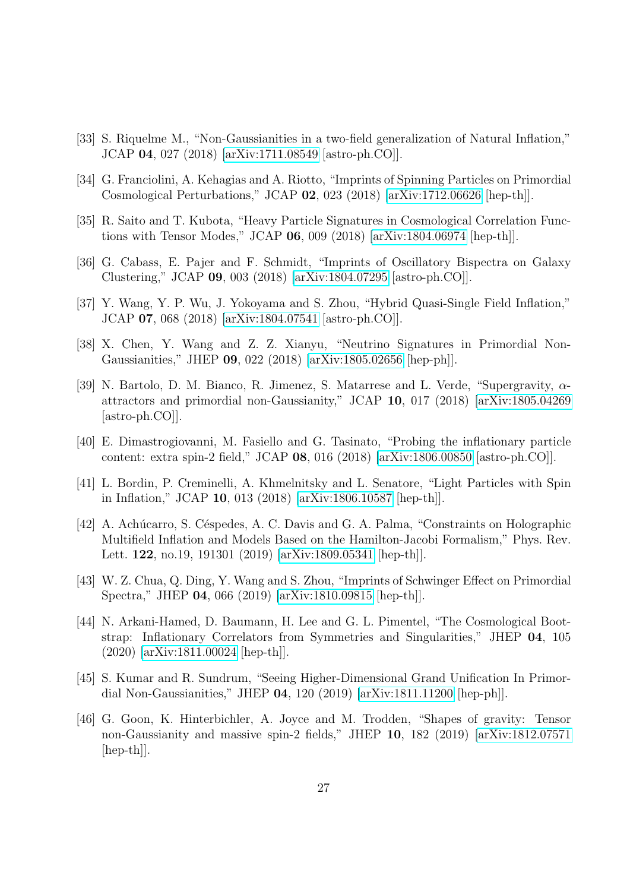[33] S. Riquelme M., “Non-Gaussianities in a two-field generalization of Natural Inflation,” JCAP **04**, 027 (2018) [arXiv:1711.08549 [astro-ph.CO]].

[34] G. Franciolini, A. Kehagias and A. Riotto, “Imprints of Spinning Particles on Primordial Cosmological Perturbations,” JCAP **02**, 023 (2018) [arXiv:1712.06626 [hep-th]].

[35] R. Saito and T. Kubota, “Heavy Particle Signatures in Cosmological Correlation Functions with Tensor Modes,” JCAP **06**, 009 (2018) [arXiv:1804.06974 [hep-th]].

[36] G. Cabass, E. Pajer and F. Schmidt, “Imprints of Oscillatory Bispectra on Galaxy Clustering,” JCAP **09**, 003 (2018) [arXiv:1804.07295 [astro-ph.CO]].

[37] Y. Wang, Y. P. Wu, J. Yokoyama and S. Zhou, “Hybrid Quasi-Single Field Inflation,” JCAP **07**, 068 (2018) [arXiv:1804.07541 [astro-ph.CO]].

[38] X. Chen, Y. Wang and Z. Z. Xianyu, “Neutrino Signatures in Primordial Non-Gaussianities,” JHEP **09**, 022 (2018) [arXiv:1805.02656 [hep-ph]].

[39] N. Bartolo, D. M. Bianco, R. Jimenez, S. Matarrese and L. Verde, “Supergravity, $\alpha$-attractors and primordial non-Gaussianity,” JCAP **10**, 017 (2018) [arXiv:1805.04269 [astro-ph.CO]].

[40] E. Dimastrogiovanni, M. Fasiello and G. Tasinato, “Probing the inflationary particle content: extra spin-2 field,” JCAP **08**, 016 (2018) [arXiv:1806.00850 [astro-ph.CO]].

[41] L. Bordin, P. Creminelli, A. Khmelnitsky and L. Senatore, “Light Particles with Spin in Inflation,” JCAP **10**, 013 (2018) [arXiv:1806.10587 [hep-th]].

[42] A. Achúcarro, S. Céspedes, A. C. Davis and G. A. Palma, “Constraints on Holographic Multifield Inflation and Models Based on the Hamilton-Jacobi Formalism,” Phys. Rev. Lett. **122**, no.19, 191301 (2019) [arXiv:1809.05341 [hep-th]].

[43] W. Z. Chua, Q. Ding, Y. Wang and S. Zhou, “Imprints of Schwinger Effect on Primordial Spectra,” JHEP **04**, 066 (2019) [arXiv:1810.09815 [hep-th]].

[44] N. Arkani-Hamed, D. Baumann, H. Lee and G. L. Pimentel, “The Cosmological Bootstrap: Inflationary Correlators from Symmetries and Singularities,” JHEP **04**, 105 (2020) [arXiv:1811.00024 [hep-th]].

[45] S. Kumar and R. Sundrum, “Seeing Higher-Dimensional Grand Unification In Primordial Non-Gaussianities,” JHEP **04**, 120 (2019) [arXiv:1811.11200 [hep-ph]].

[46] G. Goon, K. Hinterbichler, A. Joyce and M. Trodden, “Shapes of gravity: Tensor non-Gaussianity and massive spin-2 fields,” JHEP **10**, 182 (2019) [arXiv:1812.07571 [hep-th]].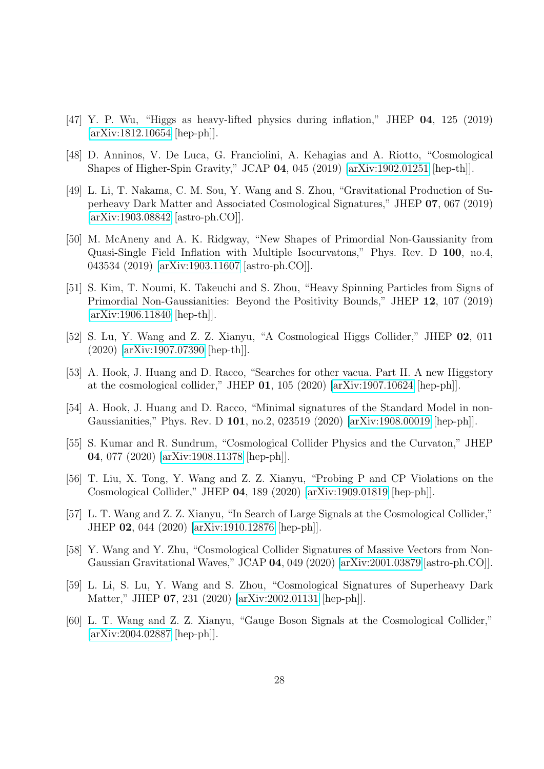[47] Y. P. Wu, "Higgs as heavy-lifted physics during inflation," JHEP **04**, 125 (2019) [arXiv:1812.10654 [hep-ph]].

[48] D. Anninos, V. De Luca, G. Franciolini, A. Kehagias and A. Riotto, "Cosmological Shapes of Higher-Spin Gravity," JCAP **04**, 045 (2019) [arXiv:1902.01251 [hep-th]].

[49] L. Li, T. Nakama, C. M. Sou, Y. Wang and S. Zhou, "Gravitational Production of Superheavy Dark Matter and Associated Cosmological Signatures," JHEP **07**, 067 (2019) [arXiv:1903.08842 [astro-ph.CO]].

[50] M. McAneny and A. K. Ridgway, "New Shapes of Primordial Non-Gaussianity from Quasi-Single Field Inflation with Multiple Isocurvatons," Phys. Rev. D **100**, no.4, 043534 (2019) [arXiv:1903.11607 [astro-ph.CO]].

[51] S. Kim, T. Noumi, K. Takeuchi and S. Zhou, "Heavy Spinning Particles from Signs of Primordial Non-Gaussianities: Beyond the Positivity Bounds," JHEP **12**, 107 (2019) [arXiv:1906.11840 [hep-th]].

[52] S. Lu, Y. Wang and Z. Z. Xianyu, "A Cosmological Higgs Collider," JHEP **02**, 011 (2020) [arXiv:1907.07390 [hep-th]].

[53] A. Hook, J. Huang and D. Racco, "Searches for other vacua. Part II. A new Higgstory at the cosmological collider," JHEP **01**, 105 (2020) [arXiv:1907.10624 [hep-ph]].

[54] A. Hook, J. Huang and D. Racco, "Minimal signatures of the Standard Model in non-Gaussianities," Phys. Rev. D **101**, no.2, 023519 (2020) [arXiv:1908.00019 [hep-ph]].

[55] S. Kumar and R. Sundrum, "Cosmological Collider Physics and the Curvaton," JHEP **04**, 077 (2020) [arXiv:1908.11378 [hep-ph]].

[56] T. Liu, X. Tong, Y. Wang and Z. Z. Xianyu, "Probing P and CP Violations on the Cosmological Collider," JHEP **04**, 189 (2020) [arXiv:1909.01819 [hep-ph]].

[57] L. T. Wang and Z. Z. Xianyu, "In Search of Large Signals at the Cosmological Collider," JHEP **02**, 044 (2020) [arXiv:1910.12876 [hep-ph]].

[58] Y. Wang and Y. Zhu, "Cosmological Collider Signatures of Massive Vectors from Non-Gaussian Gravitational Waves," JCAP **04**, 049 (2020) [arXiv:2001.03879 [astro-ph.CO]].

[59] L. Li, S. Lu, Y. Wang and S. Zhou, "Cosmological Signatures of Superheavy Dark Matter," JHEP **07**, 231 (2020) [arXiv:2002.01131 [hep-ph]].

[60] L. T. Wang and Z. Z. Xianyu, "Gauge Boson Signals at the Cosmological Collider," [arXiv:2004.02887 [hep-ph]].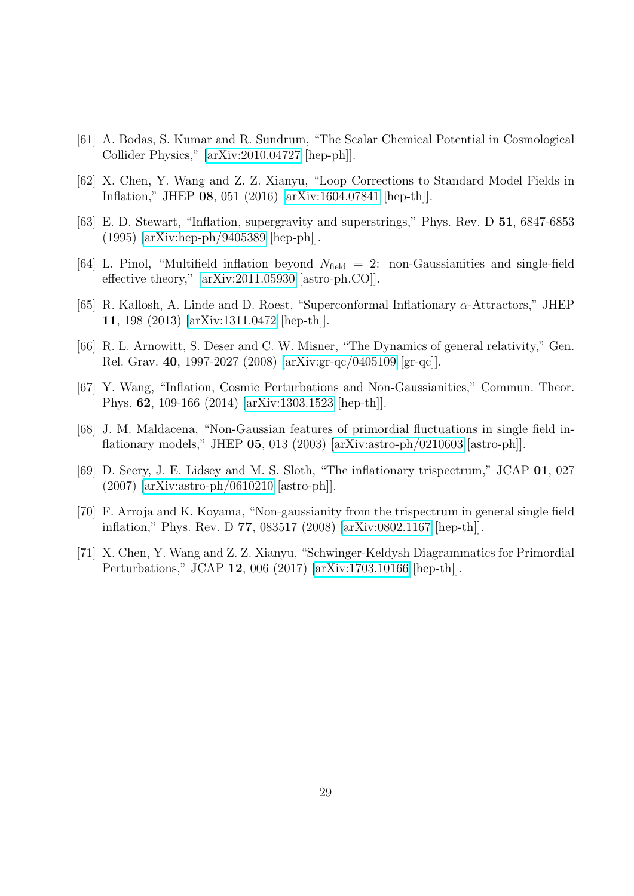[61] A. Bodas, S. Kumar and R. Sundrum, "The Scalar Chemical Potential in Cosmological Collider Physics," [arXiv:2010.04727 [hep-ph]].

[62] X. Chen, Y. Wang and Z. Z. Xianyu, "Loop Corrections to Standard Model Fields in Inflation," JHEP **08**, 051 (2016) [arXiv:1604.07841 [hep-th]].

[63] E. D. Stewart, "Inflation, supergravity and superstrings," Phys. Rev. D **51**, 6847-6853 (1995) [arXiv:hep-ph/9405389 [hep-ph]].

[64] L. Pinol, "Multifield inflation beyond $N_{\rm field} = 2$: non-Gaussianities and single-field effective theory," [arXiv:2011.05930 [astro-ph.CO]].

[65] R. Kallosh, A. Linde and D. Roest, "Superconformal Inflationary $\alpha$-Attractors," JHEP **11**, 198 (2013) [arXiv:1311.0472 [hep-th]].

[66] R. L. Arnowitt, S. Deser and C. W. Misner, "The Dynamics of general relativity," Gen. Rel. Grav. **40**, 1997-2027 (2008) [arXiv:gr-qc/0405109 [gr-qc]].

[67] Y. Wang, "Inflation, Cosmic Perturbations and Non-Gaussianities," Commun. Theor. Phys. **62**, 109-166 (2014) [arXiv:1303.1523 [hep-th]].

[68] J. M. Maldacena, "Non-Gaussian features of primordial fluctuations in single field inflationary models," JHEP **05**, 013 (2003) [arXiv:astro-ph/0210603 [astro-ph]].

[69] D. Seery, J. E. Lidsey and M. S. Sloth, "The inflationary trispectrum," JCAP **01**, 027 (2007) [arXiv:astro-ph/0610210 [astro-ph]].

[70] F. Arroja and K. Koyama, "Non-gaussianity from the trispectrum in general single field inflation," Phys. Rev. D **77**, 083517 (2008) [arXiv:0802.1167 [hep-th]].

[71] X. Chen, Y. Wang and Z. Z. Xianyu, "Schwinger-Keldysh Diagrammatics for Primordial Perturbations," JCAP **12**, 006 (2017) [arXiv:1703.10166 [hep-th]].